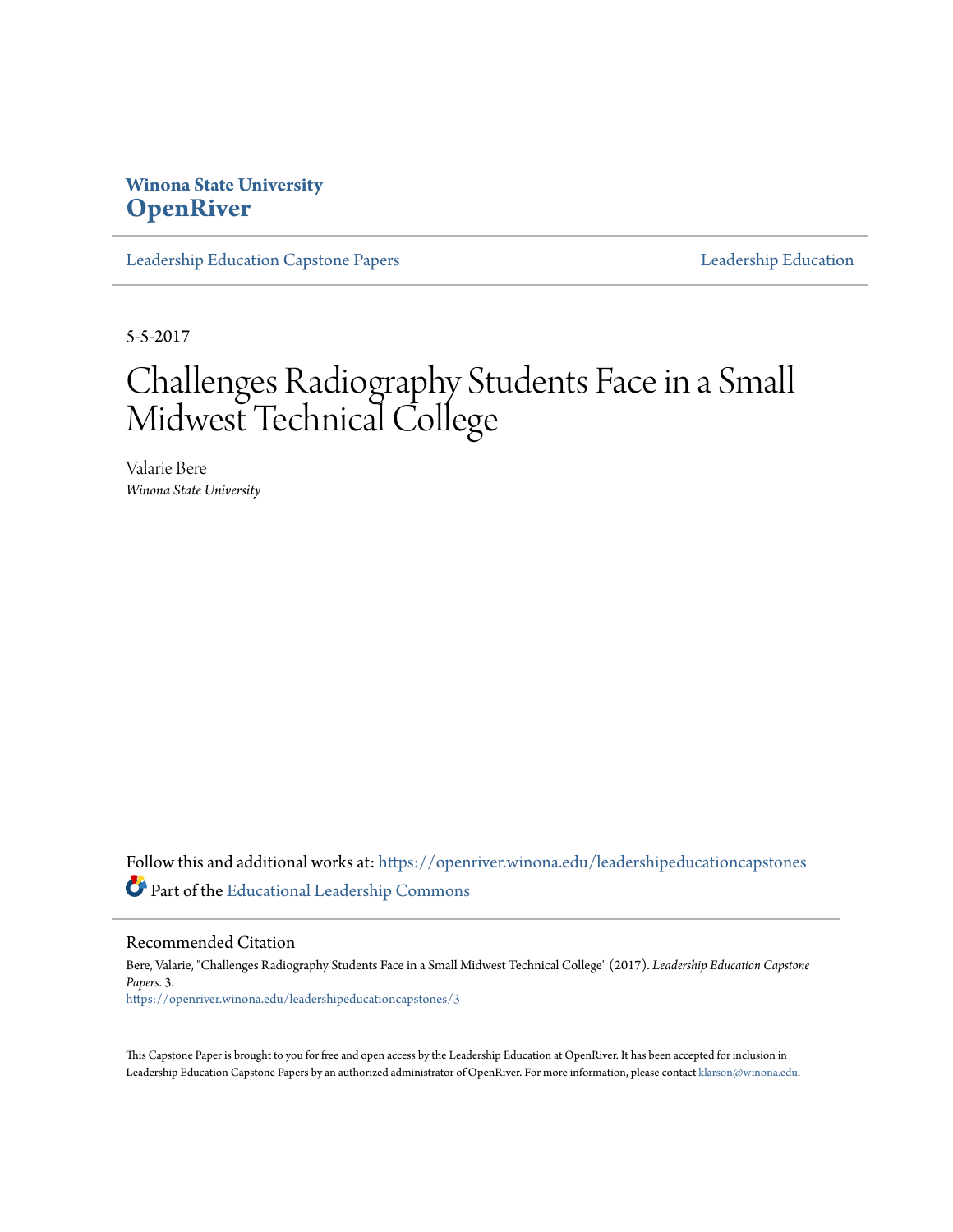Winona State University

**OpenRiver**

Leadership Education Capstone Papers | Leadership Education

5-5-2017

# Challenges Radiography Students Face in a Small Midwest Technical College

Valarie Bere

*Winona State University*

Follow this and additional works at: https://openriver.winona.edu/leadershipeducationcapstones

Part of the Educational Leadership Commons

## Recommended Citation

Bere, Valarie, "Challenges Radiography Students Face in a Small Midwest Technical College" (2017). *Leadership Education Capstone Papers*. 3.
https://openriver.winona.edu/leadershipeducationcapstones/3

This Capstone Paper is brought to you for free and open access by the Leadership Education at OpenRiver. It has been accepted for inclusion in Leadership Education Capstone Papers by an authorized administrator of OpenRiver. For more information, please contact klarson@winona.edu.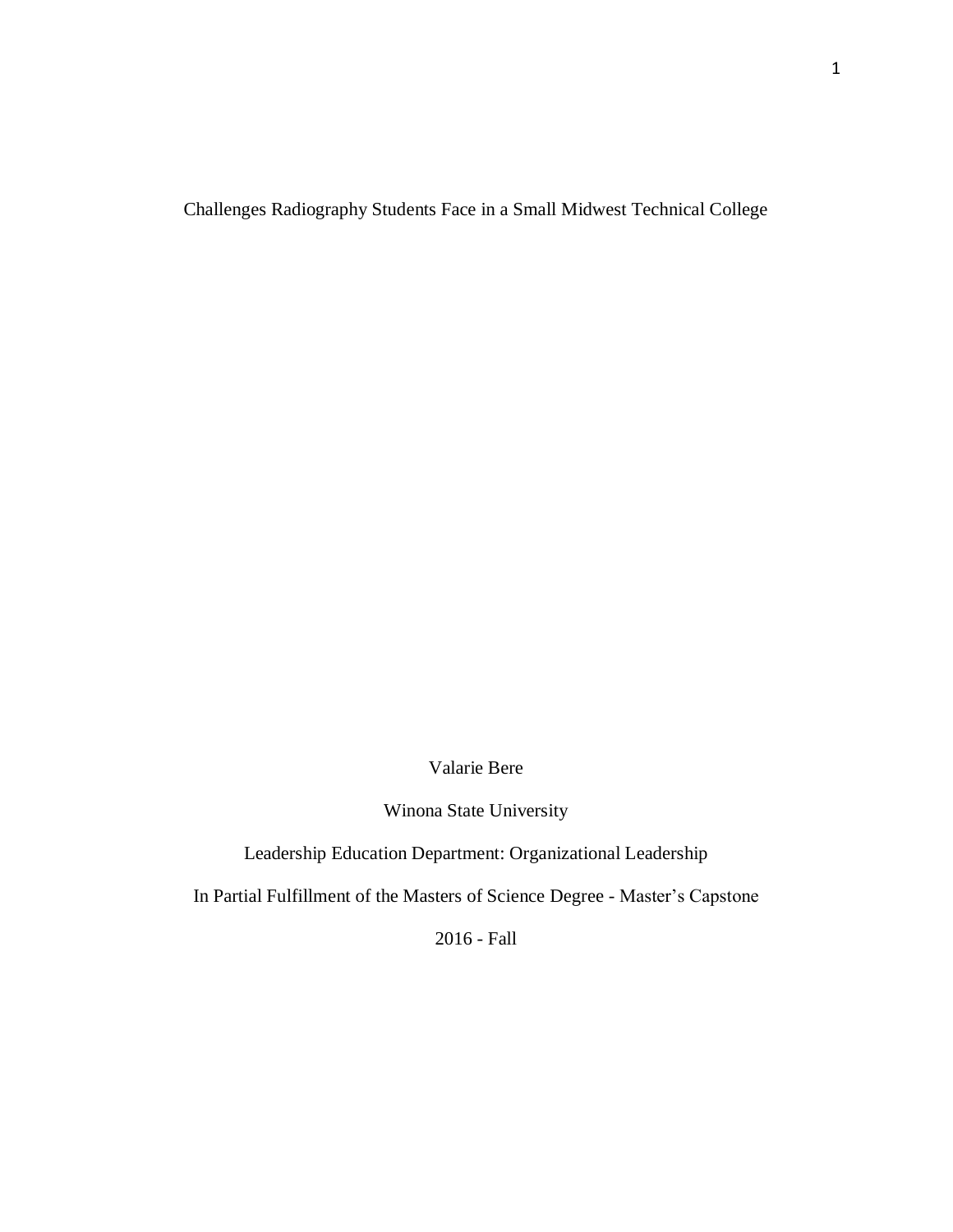# Challenges Radiography Students Face in a Small Midwest Technical College

Valarie Bere

Winona State University

Leadership Education Department: Organizational Leadership

In Partial Fulfillment of the Masters of Science Degree - Master's Capstone

2016 - Fall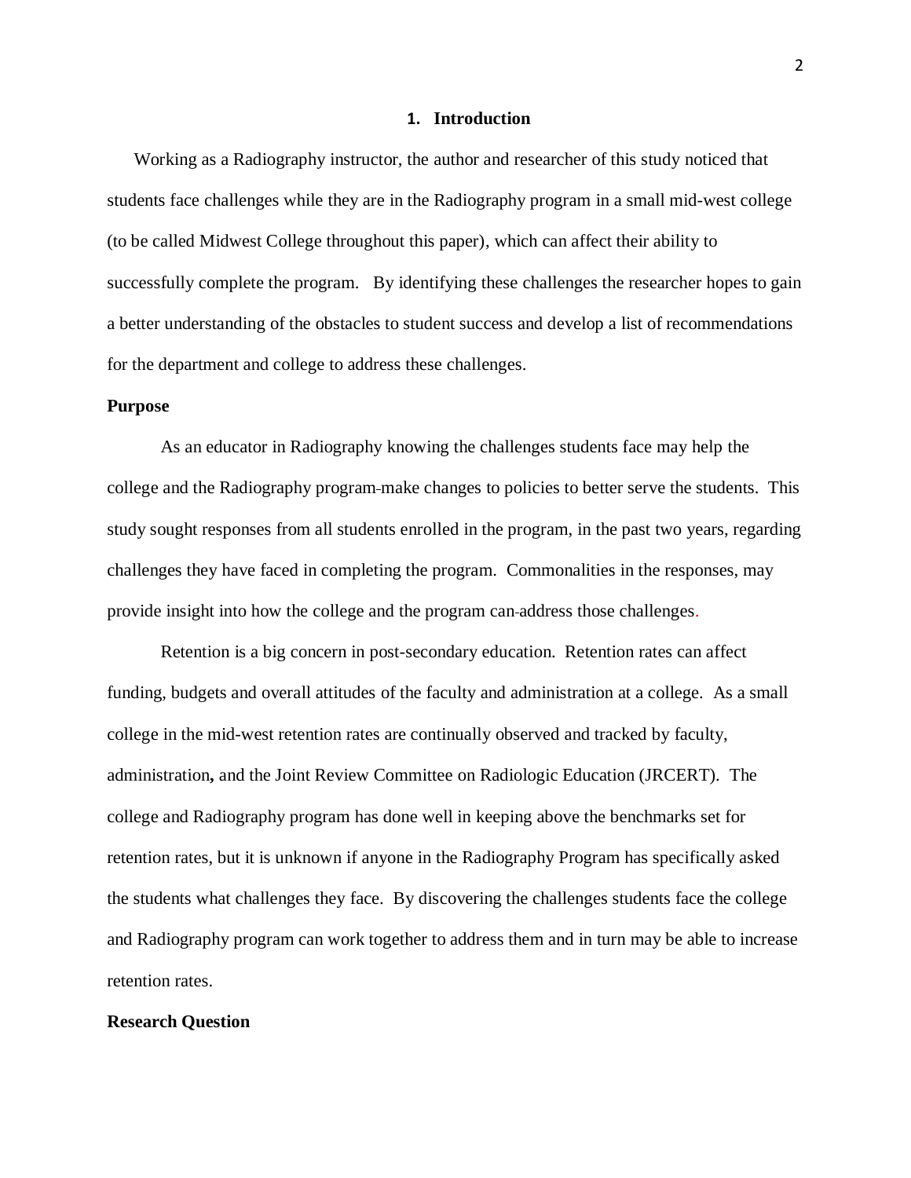# 1. Introduction

Working as a Radiography instructor, the author and researcher of this study noticed that students face challenges while they are in the Radiography program in a small mid-west college (to be called Midwest College throughout this paper), which can affect their ability to successfully complete the program. By identifying these challenges the researcher hopes to gain a better understanding of the obstacles to student success and develop a list of recommendations for the department and college to address these challenges.

## Purpose

As an educator in Radiography knowing the challenges students face may help the college and the Radiography program make changes to policies to better serve the students. This study sought responses from all students enrolled in the program, in the past two years, regarding challenges they have faced in completing the program. Commonalities in the responses, may provide insight into how the college and the program can address those challenges.

Retention is a big concern in post-secondary education. Retention rates can affect funding, budgets and overall attitudes of the faculty and administration at a college. As a small college in the mid-west retention rates are continually observed and tracked by faculty, administration**,** and the Joint Review Committee on Radiologic Education (JRCERT). The college and Radiography program has done well in keeping above the benchmarks set for retention rates, but it is unknown if anyone in the Radiography Program has specifically asked the students what challenges they face. By discovering the challenges students face the college and Radiography program can work together to address them and in turn may be able to increase retention rates.

## Research Question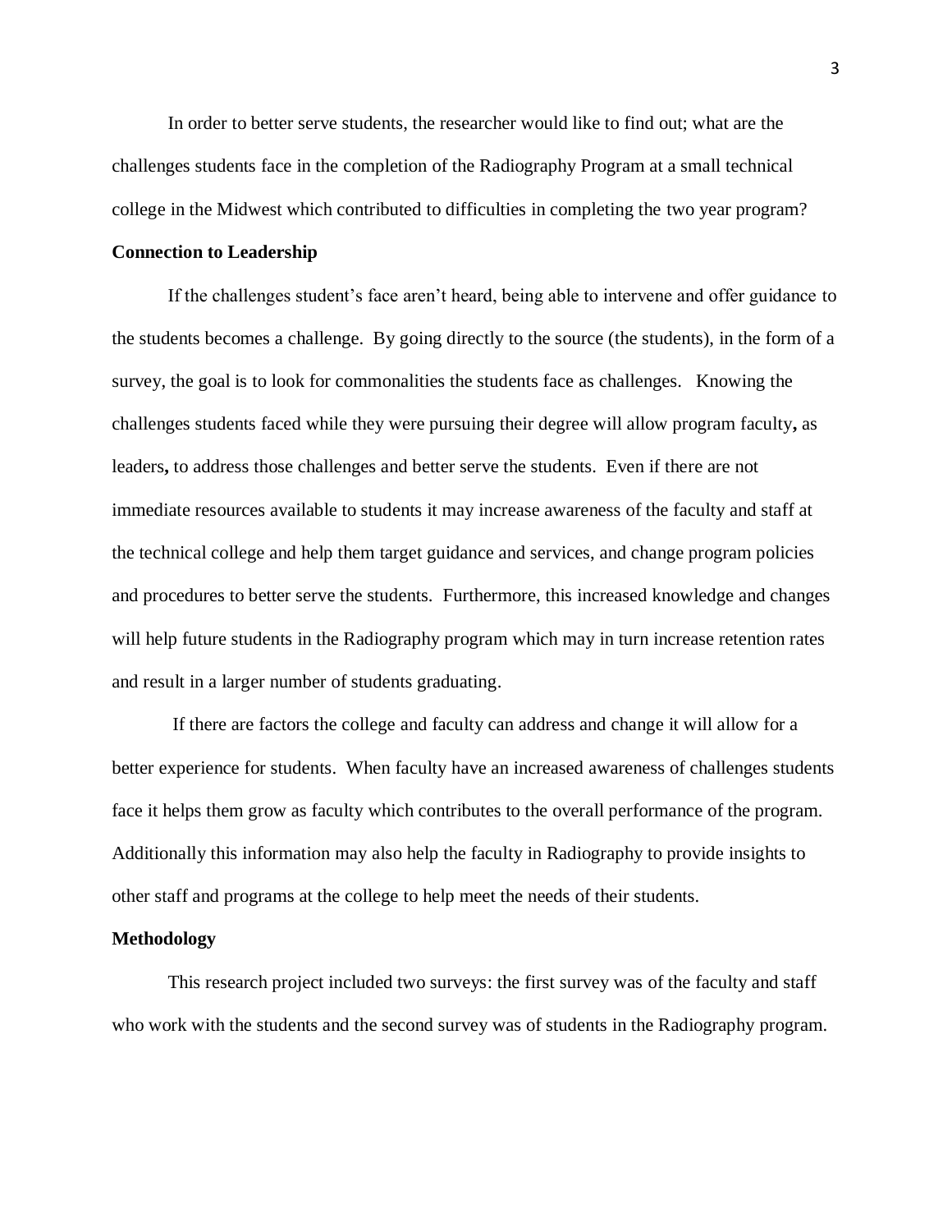In order to better serve students, the researcher would like to find out; what are the challenges students face in the completion of the Radiography Program at a small technical college in the Midwest which contributed to difficulties in completing the two year program?

## Connection to Leadership

If the challenges student's face aren't heard, being able to intervene and offer guidance to the students becomes a challenge. By going directly to the source (the students), in the form of a survey, the goal is to look for commonalities the students face as challenges. Knowing the challenges students faced while they were pursuing their degree will allow program faculty**,** as leaders**,** to address those challenges and better serve the students. Even if there are not immediate resources available to students it may increase awareness of the faculty and staff at the technical college and help them target guidance and services, and change program policies and procedures to better serve the students. Furthermore, this increased knowledge and changes will help future students in the Radiography program which may in turn increase retention rates and result in a larger number of students graduating.

If there are factors the college and faculty can address and change it will allow for a better experience for students. When faculty have an increased awareness of challenges students face it helps them grow as faculty which contributes to the overall performance of the program. Additionally this information may also help the faculty in Radiography to provide insights to other staff and programs at the college to help meet the needs of their students.

## Methodology

This research project included two surveys: the first survey was of the faculty and staff who work with the students and the second survey was of students in the Radiography program.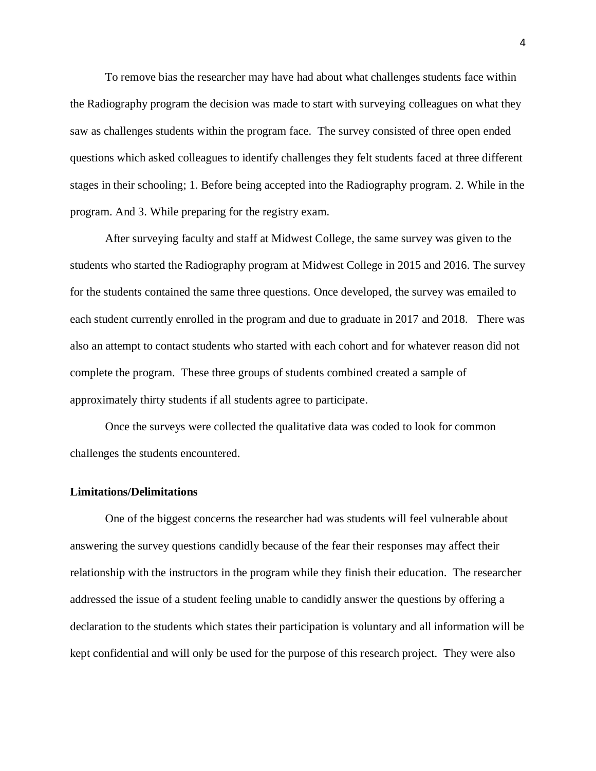To remove bias the researcher may have had about what challenges students face within the Radiography program the decision was made to start with surveying colleagues on what they saw as challenges students within the program face. The survey consisted of three open ended questions which asked colleagues to identify challenges they felt students faced at three different stages in their schooling; 1. Before being accepted into the Radiography program. 2. While in the program. And 3. While preparing for the registry exam.

After surveying faculty and staff at Midwest College, the same survey was given to the students who started the Radiography program at Midwest College in 2015 and 2016. The survey for the students contained the same three questions. Once developed, the survey was emailed to each student currently enrolled in the program and due to graduate in 2017 and 2018. There was also an attempt to contact students who started with each cohort and for whatever reason did not complete the program. These three groups of students combined created a sample of approximately thirty students if all students agree to participate.

Once the surveys were collected the qualitative data was coded to look for common challenges the students encountered.

**Limitations/Delimitations**

One of the biggest concerns the researcher had was students will feel vulnerable about answering the survey questions candidly because of the fear their responses may affect their relationship with the instructors in the program while they finish their education. The researcher addressed the issue of a student feeling unable to candidly answer the questions by offering a declaration to the students which states their participation is voluntary and all information will be kept confidential and will only be used for the purpose of this research project. They were also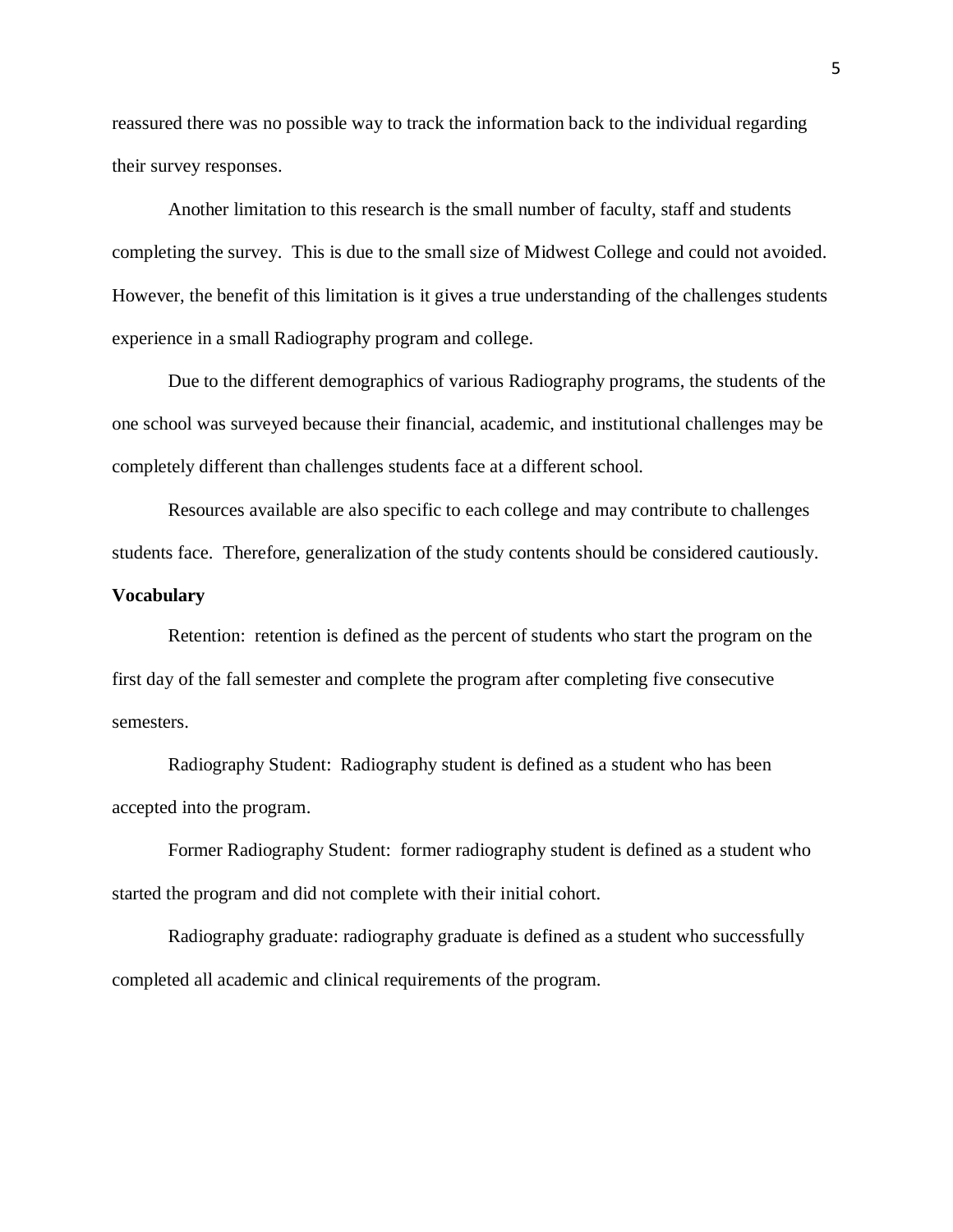reassured there was no possible way to track the information back to the individual regarding their survey responses.

Another limitation to this research is the small number of faculty, staff and students completing the survey. This is due to the small size of Midwest College and could not avoided. However, the benefit of this limitation is it gives a true understanding of the challenges students experience in a small Radiography program and college.

Due to the different demographics of various Radiography programs, the students of the one school was surveyed because their financial, academic, and institutional challenges may be completely different than challenges students face at a different school.

Resources available are also specific to each college and may contribute to challenges students face. Therefore, generalization of the study contents should be considered cautiously.

**Vocabulary**

Retention: retention is defined as the percent of students who start the program on the first day of the fall semester and complete the program after completing five consecutive semesters.

Radiography Student: Radiography student is defined as a student who has been accepted into the program.

Former Radiography Student: former radiography student is defined as a student who started the program and did not complete with their initial cohort.

Radiography graduate: radiography graduate is defined as a student who successfully completed all academic and clinical requirements of the program.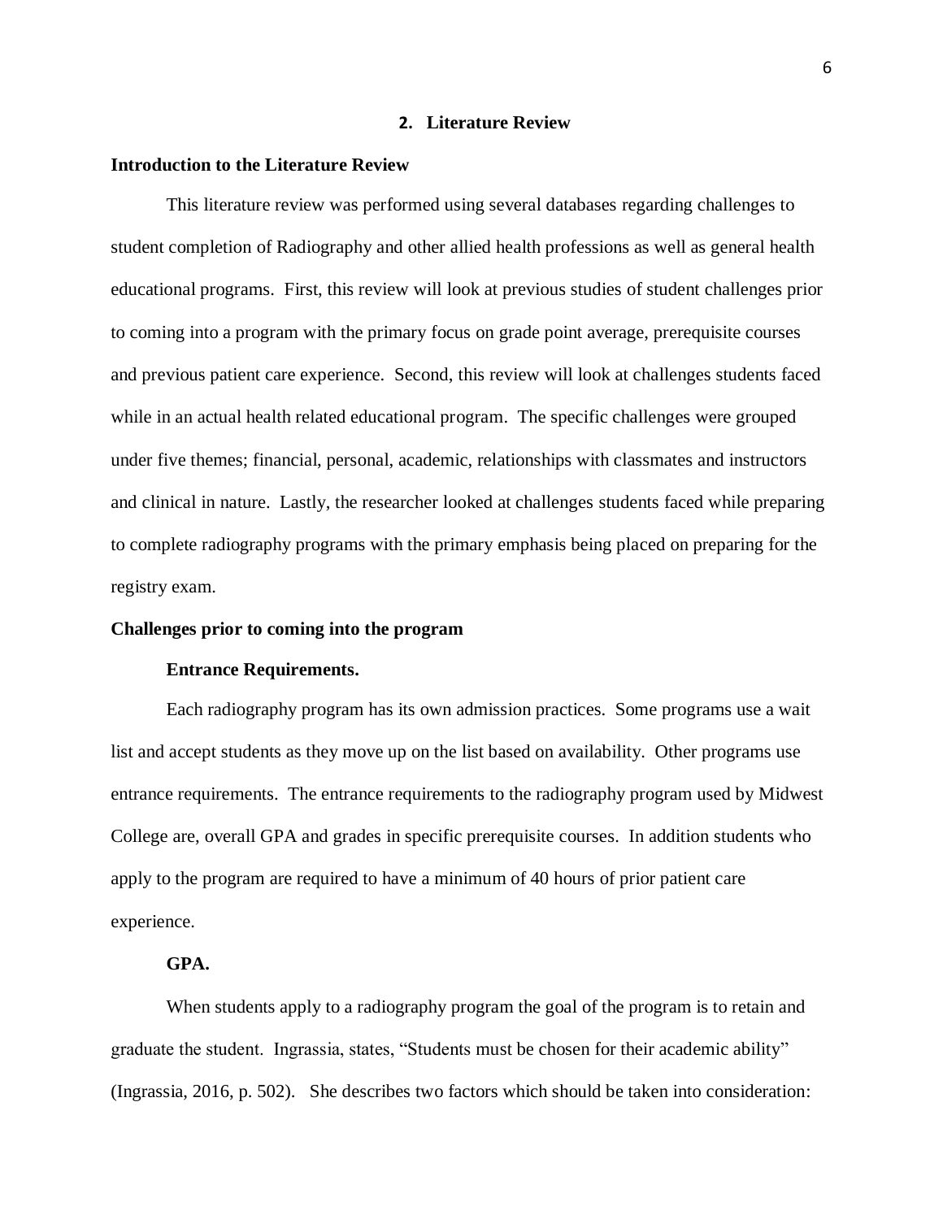## 2. Literature Review

### Introduction to the Literature Review

This literature review was performed using several databases regarding challenges to student completion of Radiography and other allied health professions as well as general health educational programs. First, this review will look at previous studies of student challenges prior to coming into a program with the primary focus on grade point average, prerequisite courses and previous patient care experience. Second, this review will look at challenges students faced while in an actual health related educational program. The specific challenges were grouped under five themes; financial, personal, academic, relationships with classmates and instructors and clinical in nature. Lastly, the researcher looked at challenges students faced while preparing to complete radiography programs with the primary emphasis being placed on preparing for the registry exam.

### Challenges prior to coming into the program

#### Entrance Requirements.

Each radiography program has its own admission practices. Some programs use a wait list and accept students as they move up on the list based on availability. Other programs use entrance requirements. The entrance requirements to the radiography program used by Midwest College are, overall GPA and grades in specific prerequisite courses. In addition students who apply to the program are required to have a minimum of 40 hours of prior patient care experience.

#### GPA.

When students apply to a radiography program the goal of the program is to retain and graduate the student. Ingrassia, states, "Students must be chosen for their academic ability" (Ingrassia, 2016, p. 502). She describes two factors which should be taken into consideration: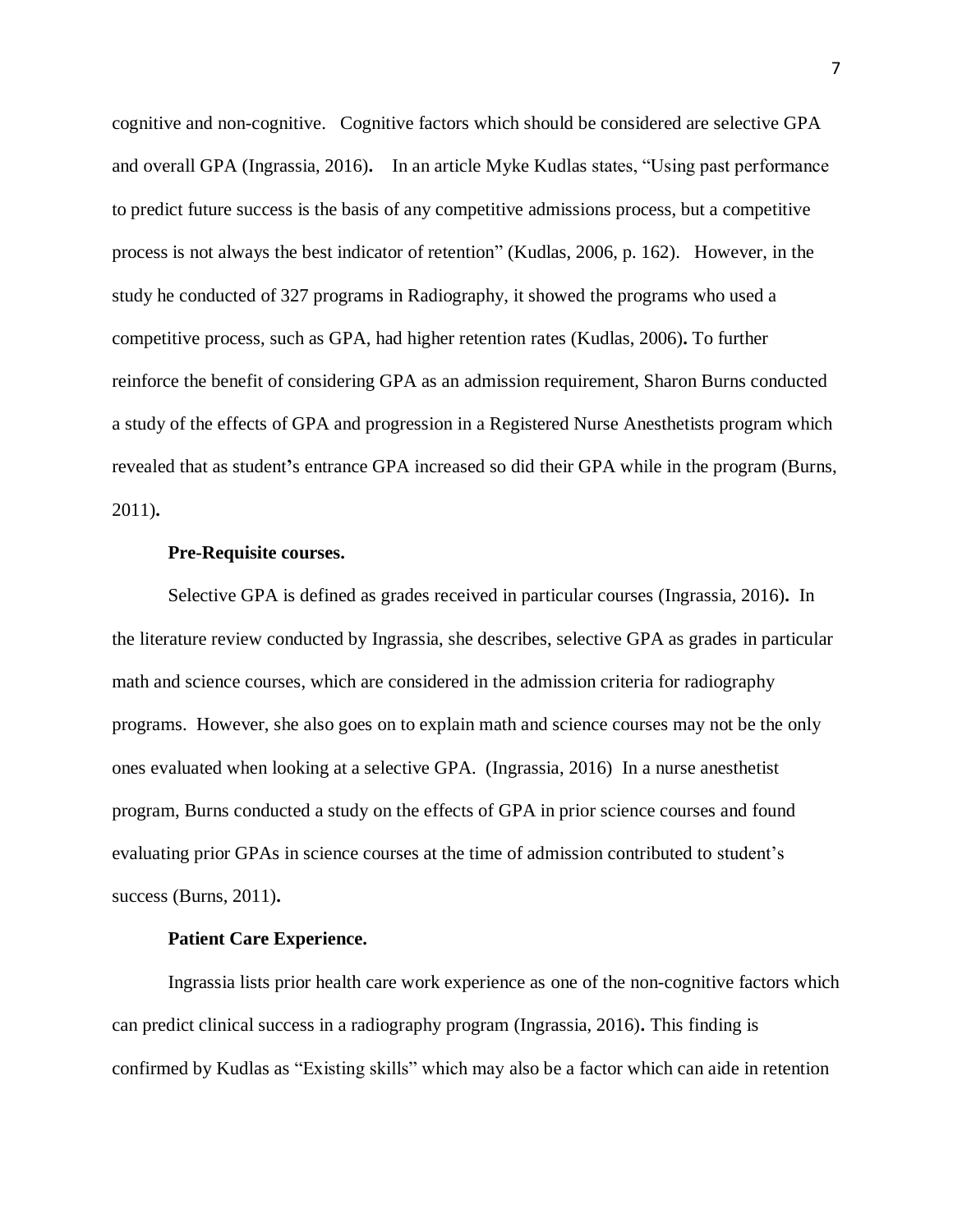cognitive and non-cognitive. Cognitive factors which should be considered are selective GPA and overall GPA (Ingrassia, 2016). In an article Myke Kudlas states, "Using past performance to predict future success is the basis of any competitive admissions process, but a competitive process is not always the best indicator of retention" (Kudlas, 2006, p. 162). However, in the study he conducted of 327 programs in Radiography, it showed the programs who used a competitive process, such as GPA, had higher retention rates (Kudlas, 2006). To further reinforce the benefit of considering GPA as an admission requirement, Sharon Burns conducted a study of the effects of GPA and progression in a Registered Nurse Anesthetists program which revealed that as student's entrance GPA increased so did their GPA while in the program (Burns, 2011).

**Pre-Requisite courses.**

Selective GPA is defined as grades received in particular courses (Ingrassia, 2016). In the literature review conducted by Ingrassia, she describes, selective GPA as grades in particular math and science courses, which are considered in the admission criteria for radiography programs. However, she also goes on to explain math and science courses may not be the only ones evaluated when looking at a selective GPA. (Ingrassia, 2016) In a nurse anesthetist program, Burns conducted a study on the effects of GPA in prior science courses and found evaluating prior GPAs in science courses at the time of admission contributed to student's success (Burns, 2011).

**Patient Care Experience.**

Ingrassia lists prior health care work experience as one of the non-cognitive factors which can predict clinical success in a radiography program (Ingrassia, 2016). This finding is confirmed by Kudlas as "Existing skills" which may also be a factor which can aide in retention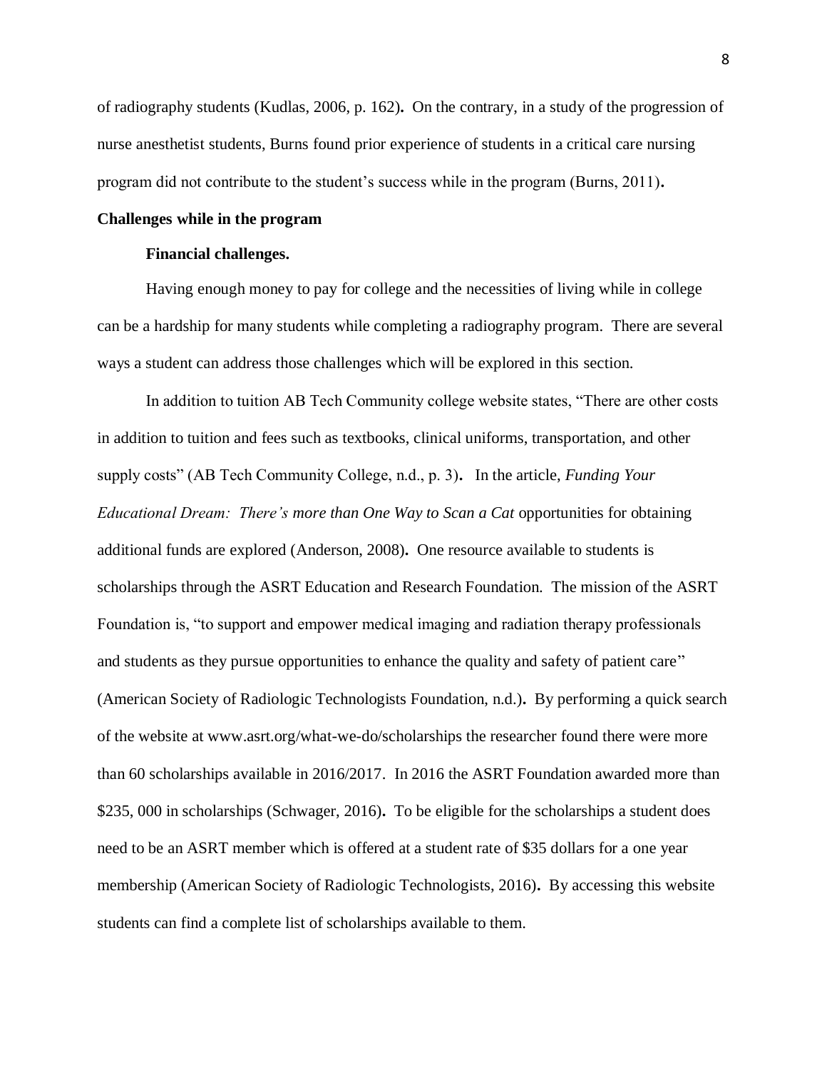of radiography students (Kudlas, 2006, p. 162). On the contrary, in a study of the progression of nurse anesthetist students, Burns found prior experience of students in a critical care nursing program did not contribute to the student's success while in the program (Burns, 2011).

## Challenges while in the program

### Financial challenges.

Having enough money to pay for college and the necessities of living while in college can be a hardship for many students while completing a radiography program. There are several ways a student can address those challenges which will be explored in this section.

In addition to tuition AB Tech Community college website states, "There are other costs in addition to tuition and fees such as textbooks, clinical uniforms, transportation, and other supply costs" (AB Tech Community College, n.d., p. 3). In the article, *Funding Your Educational Dream: There's more than One Way to Scan a Cat* opportunities for obtaining additional funds are explored (Anderson, 2008). One resource available to students is scholarships through the ASRT Education and Research Foundation. The mission of the ASRT Foundation is, "to support and empower medical imaging and radiation therapy professionals and students as they pursue opportunities to enhance the quality and safety of patient care" (American Society of Radiologic Technologists Foundation, n.d.). By performing a quick search of the website at www.asrt.org/what-we-do/scholarships the researcher found there were more than 60 scholarships available in 2016/2017. In 2016 the ASRT Foundation awarded more than $235, 000 in scholarships (Schwager, 2016). To be eligible for the scholarships a student does need to be an ASRT member which is offered at a student rate of $35 dollars for a one year membership (American Society of Radiologic Technologists, 2016). By accessing this website students can find a complete list of scholarships available to them.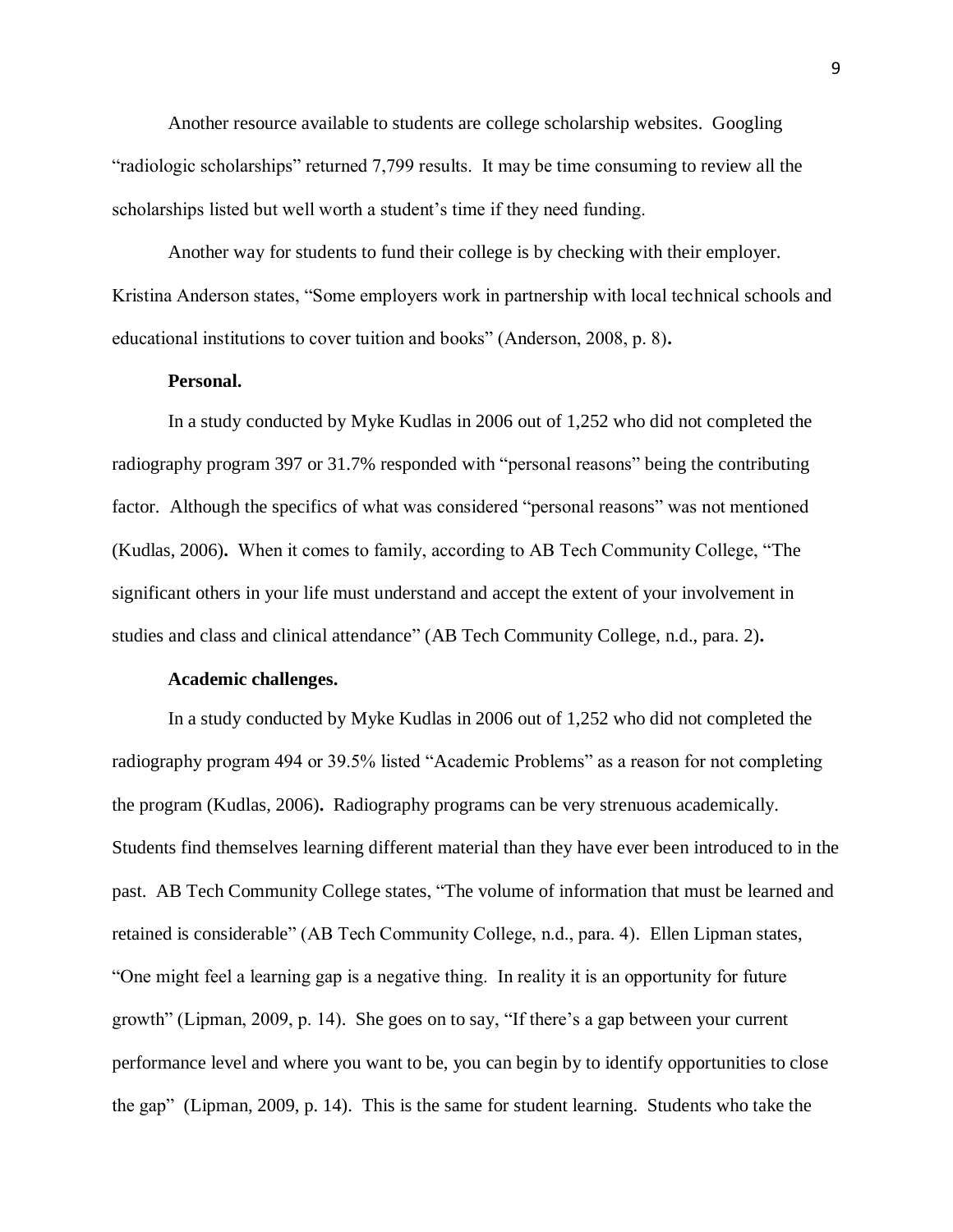Another resource available to students are college scholarship websites. Googling "radiologic scholarships" returned 7,799 results. It may be time consuming to review all the scholarships listed but well worth a student's time if they need funding.

Another way for students to fund their college is by checking with their employer. Kristina Anderson states, "Some employers work in partnership with local technical schools and educational institutions to cover tuition and books" (Anderson, 2008, p. 8)**.**

**Personal.**

In a study conducted by Myke Kudlas in 2006 out of 1,252 who did not completed the radiography program 397 or 31.7% responded with "personal reasons" being the contributing factor. Although the specifics of what was considered "personal reasons" was not mentioned (Kudlas, 2006)**.** When it comes to family, according to AB Tech Community College, "The significant others in your life must understand and accept the extent of your involvement in studies and class and clinical attendance" (AB Tech Community College, n.d., para. 2)**.**

**Academic challenges.**

In a study conducted by Myke Kudlas in 2006 out of 1,252 who did not completed the radiography program 494 or 39.5% listed "Academic Problems" as a reason for not completing the program (Kudlas, 2006)**.** Radiography programs can be very strenuous academically. Students find themselves learning different material than they have ever been introduced to in the past. AB Tech Community College states, "The volume of information that must be learned and retained is considerable" (AB Tech Community College, n.d., para. 4). Ellen Lipman states, "One might feel a learning gap is a negative thing. In reality it is an opportunity for future growth" (Lipman, 2009, p. 14). She goes on to say, "If there's a gap between your current performance level and where you want to be, you can begin by to identify opportunities to close the gap" (Lipman, 2009, p. 14). This is the same for student learning. Students who take the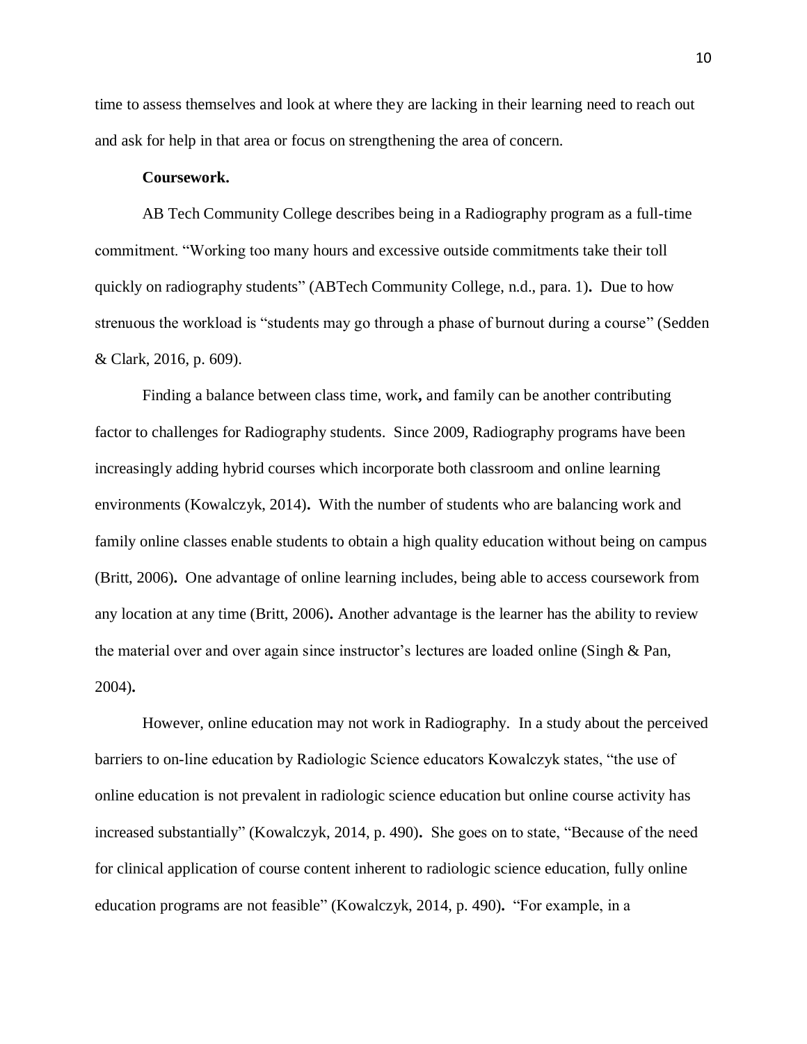time to assess themselves and look at where they are lacking in their learning need to reach out and ask for help in that area or focus on strengthening the area of concern.

**Coursework.**

AB Tech Community College describes being in a Radiography program as a full-time commitment. "Working too many hours and excessive outside commitments take their toll quickly on radiography students" (ABTech Community College, n.d., para. 1). Due to how strenuous the workload is "students may go through a phase of burnout during a course" (Sedden & Clark, 2016, p. 609).

Finding a balance between class time, work, and family can be another contributing factor to challenges for Radiography students. Since 2009, Radiography programs have been increasingly adding hybrid courses which incorporate both classroom and online learning environments (Kowalczyk, 2014). With the number of students who are balancing work and family online classes enable students to obtain a high quality education without being on campus (Britt, 2006). One advantage of online learning includes, being able to access coursework from any location at any time (Britt, 2006). Another advantage is the learner has the ability to review the material over and over again since instructor's lectures are loaded online (Singh & Pan, 2004).

However, online education may not work in Radiography. In a study about the perceived barriers to on-line education by Radiologic Science educators Kowalczyk states, "the use of online education is not prevalent in radiologic science education but online course activity has increased substantially" (Kowalczyk, 2014, p. 490). She goes on to state, "Because of the need for clinical application of course content inherent to radiologic science education, fully online education programs are not feasible" (Kowalczyk, 2014, p. 490). "For example, in a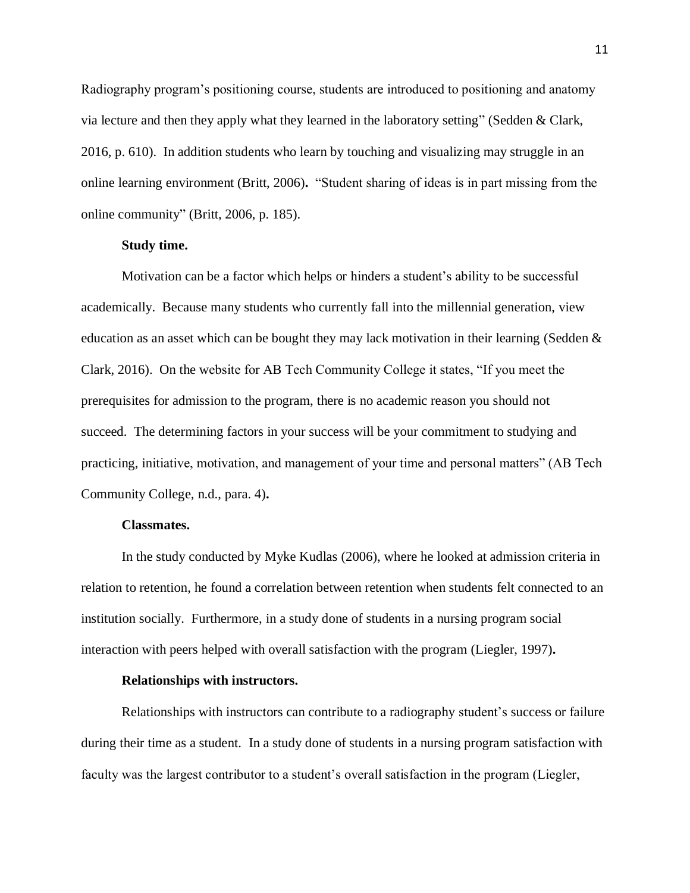Radiography program's positioning course, students are introduced to positioning and anatomy via lecture and then they apply what they learned in the laboratory setting" (Sedden & Clark, 2016, p. 610). In addition students who learn by touching and visualizing may struggle in an online learning environment (Britt, 2006). "Student sharing of ideas is in part missing from the online community" (Britt, 2006, p. 185).

**Study time.**

Motivation can be a factor which helps or hinders a student's ability to be successful academically. Because many students who currently fall into the millennial generation, view education as an asset which can be bought they may lack motivation in their learning (Sedden & Clark, 2016). On the website for AB Tech Community College it states, "If you meet the prerequisites for admission to the program, there is no academic reason you should not succeed. The determining factors in your success will be your commitment to studying and practicing, initiative, motivation, and management of your time and personal matters" (AB Tech Community College, n.d., para. 4).

**Classmates.**

In the study conducted by Myke Kudlas (2006), where he looked at admission criteria in relation to retention, he found a correlation between retention when students felt connected to an institution socially. Furthermore, in a study done of students in a nursing program social interaction with peers helped with overall satisfaction with the program (Liegler, 1997).

**Relationships with instructors.**

Relationships with instructors can contribute to a radiography student's success or failure during their time as a student. In a study done of students in a nursing program satisfaction with faculty was the largest contributor to a student's overall satisfaction in the program (Liegler,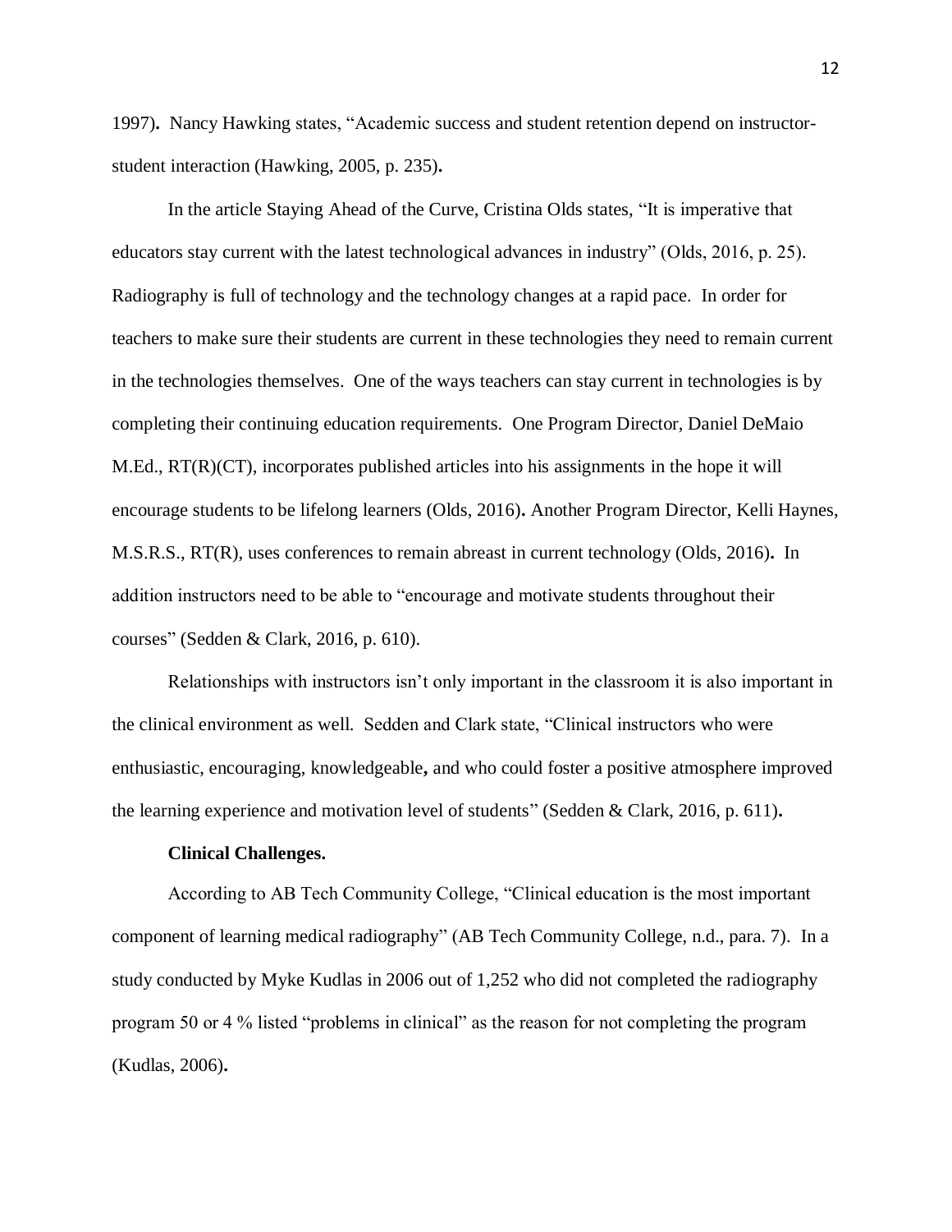1997). Nancy Hawking states, "Academic success and student retention depend on instructor-student interaction (Hawking, 2005, p. 235).

In the article Staying Ahead of the Curve, Cristina Olds states, "It is imperative that educators stay current with the latest technological advances in industry" (Olds, 2016, p. 25). Radiography is full of technology and the technology changes at a rapid pace. In order for teachers to make sure their students are current in these technologies they need to remain current in the technologies themselves. One of the ways teachers can stay current in technologies is by completing their continuing education requirements. One Program Director, Daniel DeMaio M.Ed., RT(R)(CT), incorporates published articles into his assignments in the hope it will encourage students to be lifelong learners (Olds, 2016). Another Program Director, Kelli Haynes, M.S.R.S., RT(R), uses conferences to remain abreast in current technology (Olds, 2016). In addition instructors need to be able to "encourage and motivate students throughout their courses" (Sedden & Clark, 2016, p. 610).

Relationships with instructors isn't only important in the classroom it is also important in the clinical environment as well. Sedden and Clark state, "Clinical instructors who were enthusiastic, encouraging, knowledgeable, and who could foster a positive atmosphere improved the learning experience and motivation level of students" (Sedden & Clark, 2016, p. 611).

**Clinical Challenges.**

According to AB Tech Community College, "Clinical education is the most important component of learning medical radiography" (AB Tech Community College, n.d., para. 7). In a study conducted by Myke Kudlas in 2006 out of 1,252 who did not completed the radiography program 50 or 4 % listed "problems in clinical" as the reason for not completing the program (Kudlas, 2006).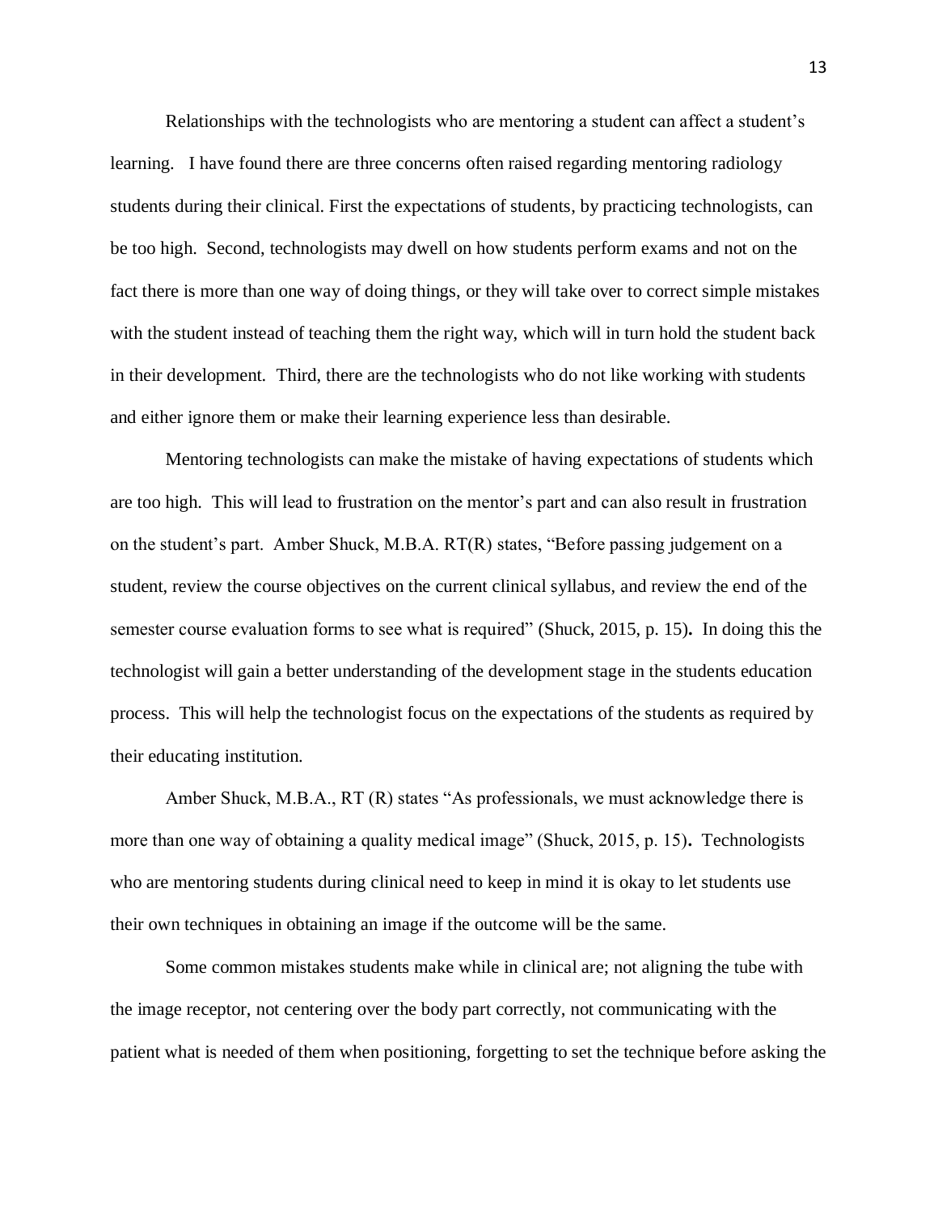Relationships with the technologists who are mentoring a student can affect a student's learning. I have found there are three concerns often raised regarding mentoring radiology students during their clinical. First the expectations of students, by practicing technologists, can be too high. Second, technologists may dwell on how students perform exams and not on the fact there is more than one way of doing things, or they will take over to correct simple mistakes with the student instead of teaching them the right way, which will in turn hold the student back in their development. Third, there are the technologists who do not like working with students and either ignore them or make their learning experience less than desirable.

Mentoring technologists can make the mistake of having expectations of students which are too high. This will lead to frustration on the mentor's part and can also result in frustration on the student's part. Amber Shuck, M.B.A. RT(R) states, "Before passing judgement on a student, review the course objectives on the current clinical syllabus, and review the end of the semester course evaluation forms to see what is required" (Shuck, 2015, p. 15)**.** In doing this the technologist will gain a better understanding of the development stage in the students education process. This will help the technologist focus on the expectations of the students as required by their educating institution.

Amber Shuck, M.B.A., RT (R) states "As professionals, we must acknowledge there is more than one way of obtaining a quality medical image" (Shuck, 2015, p. 15)**.** Technologists who are mentoring students during clinical need to keep in mind it is okay to let students use their own techniques in obtaining an image if the outcome will be the same.

Some common mistakes students make while in clinical are; not aligning the tube with the image receptor, not centering over the body part correctly, not communicating with the patient what is needed of them when positioning, forgetting to set the technique before asking the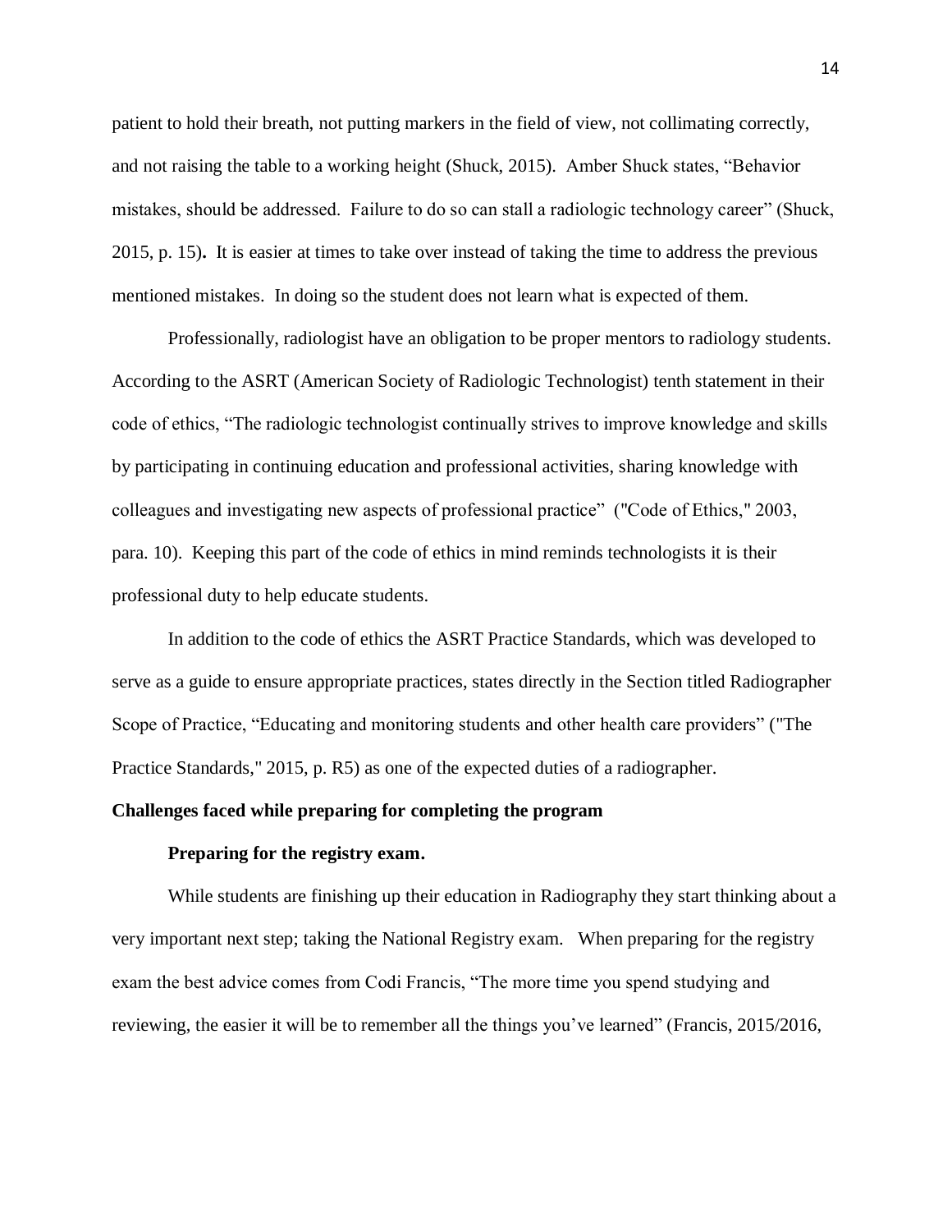patient to hold their breath, not putting markers in the field of view, not collimating correctly, and not raising the table to a working height (Shuck, 2015). Amber Shuck states, "Behavior mistakes, should be addressed. Failure to do so can stall a radiologic technology career" (Shuck, 2015, p. 15). It is easier at times to take over instead of taking the time to address the previous mentioned mistakes. In doing so the student does not learn what is expected of them.

Professionally, radiologist have an obligation to be proper mentors to radiology students. According to the ASRT (American Society of Radiologic Technologist) tenth statement in their code of ethics, "The radiologic technologist continually strives to improve knowledge and skills by participating in continuing education and professional activities, sharing knowledge with colleagues and investigating new aspects of professional practice" ("Code of Ethics," 2003, para. 10). Keeping this part of the code of ethics in mind reminds technologists it is their professional duty to help educate students.

In addition to the code of ethics the ASRT Practice Standards, which was developed to serve as a guide to ensure appropriate practices, states directly in the Section titled Radiographer Scope of Practice, "Educating and monitoring students and other health care providers" ("The Practice Standards," 2015, p. R5) as one of the expected duties of a radiographer.

**Challenges faced while preparing for completing the program**

**Preparing for the registry exam.**

While students are finishing up their education in Radiography they start thinking about a very important next step; taking the National Registry exam. When preparing for the registry exam the best advice comes from Codi Francis, "The more time you spend studying and reviewing, the easier it will be to remember all the things you've learned" (Francis, 2015/2016,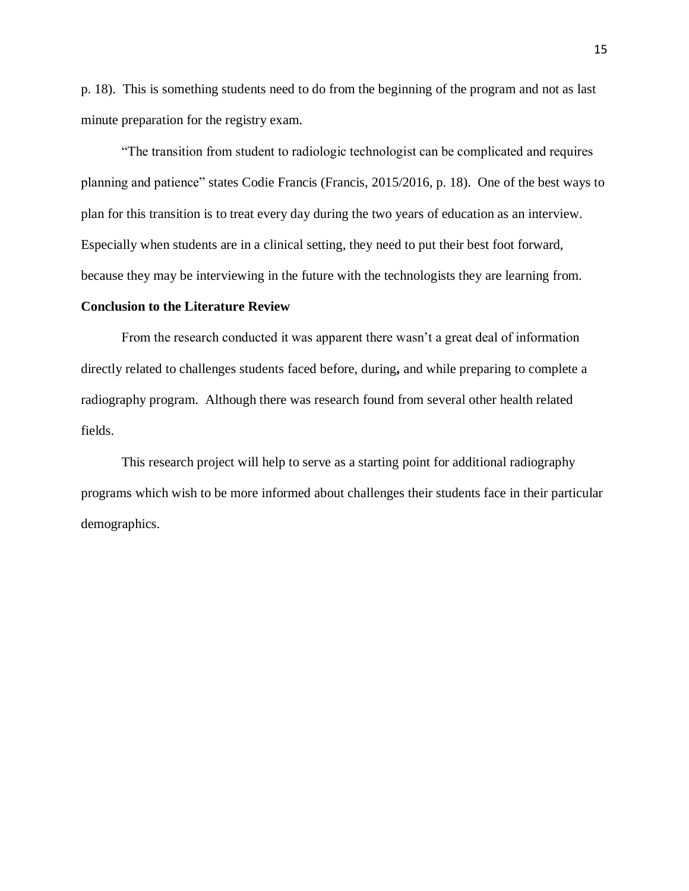p. 18). This is something students need to do from the beginning of the program and not as last minute preparation for the registry exam.

"The transition from student to radiologic technologist can be complicated and requires planning and patience" states Codie Francis (Francis, 2015/2016, p. 18). One of the best ways to plan for this transition is to treat every day during the two years of education as an interview. Especially when students are in a clinical setting, they need to put their best foot forward, because they may be interviewing in the future with the technologists they are learning from.

**Conclusion to the Literature Review**

From the research conducted it was apparent there wasn't a great deal of information directly related to challenges students faced before, during**,** and while preparing to complete a radiography program. Although there was research found from several other health related fields.

This research project will help to serve as a starting point for additional radiography programs which wish to be more informed about challenges their students face in their particular demographics.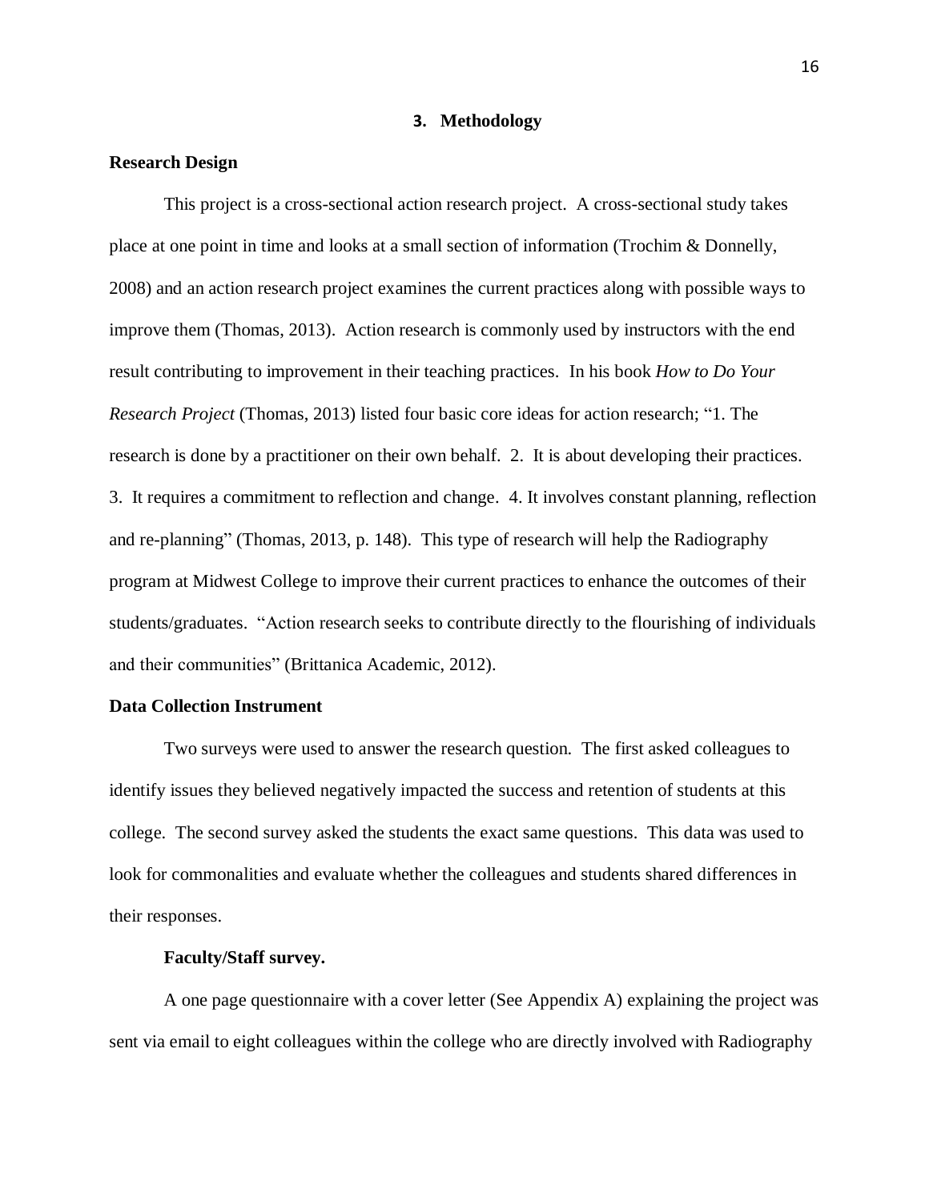## 3. Methodology

### Research Design

This project is a cross-sectional action research project. A cross-sectional study takes place at one point in time and looks at a small section of information (Trochim & Donnelly, 2008) and an action research project examines the current practices along with possible ways to improve them (Thomas, 2013). Action research is commonly used by instructors with the end result contributing to improvement in their teaching practices. In his book *How to Do Your Research Project* (Thomas, 2013) listed four basic core ideas for action research; "1. The research is done by a practitioner on their own behalf. 2. It is about developing their practices. 3. It requires a commitment to reflection and change. 4. It involves constant planning, reflection and re-planning" (Thomas, 2013, p. 148). This type of research will help the Radiography program at Midwest College to improve their current practices to enhance the outcomes of their students/graduates. "Action research seeks to contribute directly to the flourishing of individuals and their communities" (Brittanica Academic, 2012).

### Data Collection Instrument

Two surveys were used to answer the research question. The first asked colleagues to identify issues they believed negatively impacted the success and retention of students at this college. The second survey asked the students the exact same questions. This data was used to look for commonalities and evaluate whether the colleagues and students shared differences in their responses.

#### Faculty/Staff survey.

A one page questionnaire with a cover letter (See Appendix A) explaining the project was sent via email to eight colleagues within the college who are directly involved with Radiography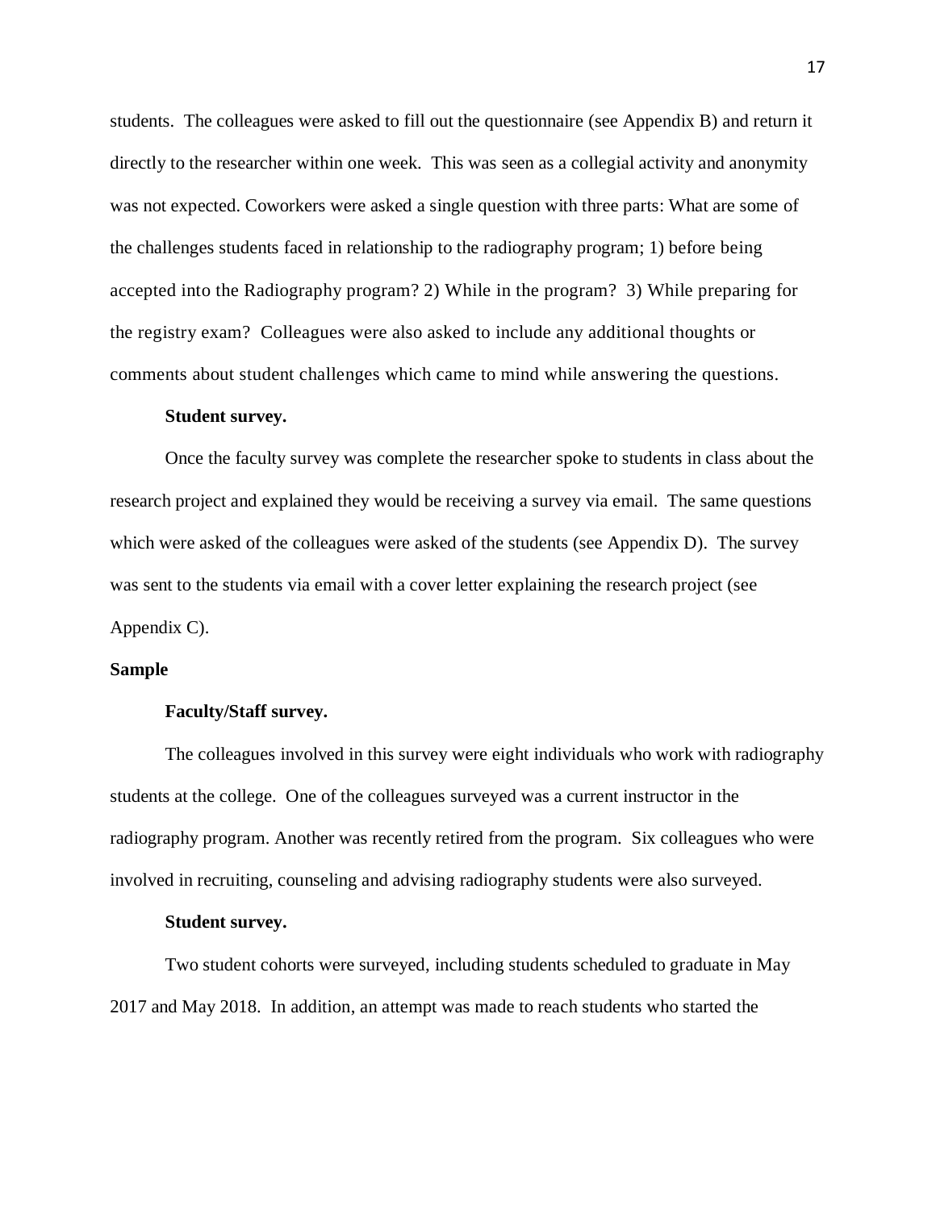students. The colleagues were asked to fill out the questionnaire (see Appendix B) and return it directly to the researcher within one week. This was seen as a collegial activity and anonymity was not expected. Coworkers were asked a single question with three parts: What are some of the challenges students faced in relationship to the radiography program; 1) before being accepted into the Radiography program? 2) While in the program? 3) While preparing for the registry exam? Colleagues were also asked to include any additional thoughts or comments about student challenges which came to mind while answering the questions.

#### Student survey.

Once the faculty survey was complete the researcher spoke to students in class about the research project and explained they would be receiving a survey via email. The same questions which were asked of the colleagues were asked of the students (see Appendix D). The survey was sent to the students via email with a cover letter explaining the research project (see Appendix C).

### Sample

#### Faculty/Staff survey.

The colleagues involved in this survey were eight individuals who work with radiography students at the college. One of the colleagues surveyed was a current instructor in the radiography program. Another was recently retired from the program. Six colleagues who were involved in recruiting, counseling and advising radiography students were also surveyed.

#### Student survey.

Two student cohorts were surveyed, including students scheduled to graduate in May 2017 and May 2018. In addition, an attempt was made to reach students who started the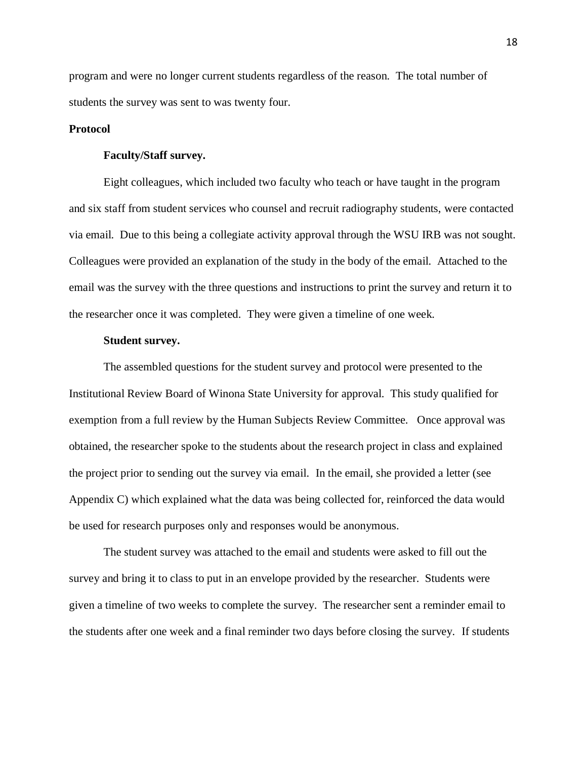program and were no longer current students regardless of the reason. The total number of students the survey was sent to was twenty four.

## Protocol

### Faculty/Staff survey.

Eight colleagues, which included two faculty who teach or have taught in the program and six staff from student services who counsel and recruit radiography students, were contacted via email. Due to this being a collegiate activity approval through the WSU IRB was not sought. Colleagues were provided an explanation of the study in the body of the email. Attached to the email was the survey with the three questions and instructions to print the survey and return it to the researcher once it was completed. They were given a timeline of one week.

### Student survey.

The assembled questions for the student survey and protocol were presented to the Institutional Review Board of Winona State University for approval. This study qualified for exemption from a full review by the Human Subjects Review Committee. Once approval was obtained, the researcher spoke to the students about the research project in class and explained the project prior to sending out the survey via email. In the email, she provided a letter (see Appendix C) which explained what the data was being collected for, reinforced the data would be used for research purposes only and responses would be anonymous.

The student survey was attached to the email and students were asked to fill out the survey and bring it to class to put in an envelope provided by the researcher. Students were given a timeline of two weeks to complete the survey. The researcher sent a reminder email to the students after one week and a final reminder two days before closing the survey. If students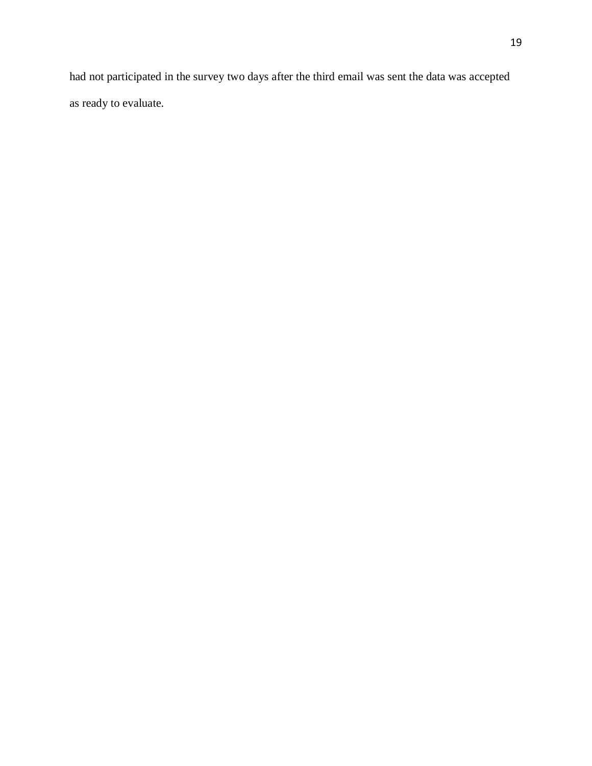had not participated in the survey two days after the third email was sent the data was accepted as ready to evaluate.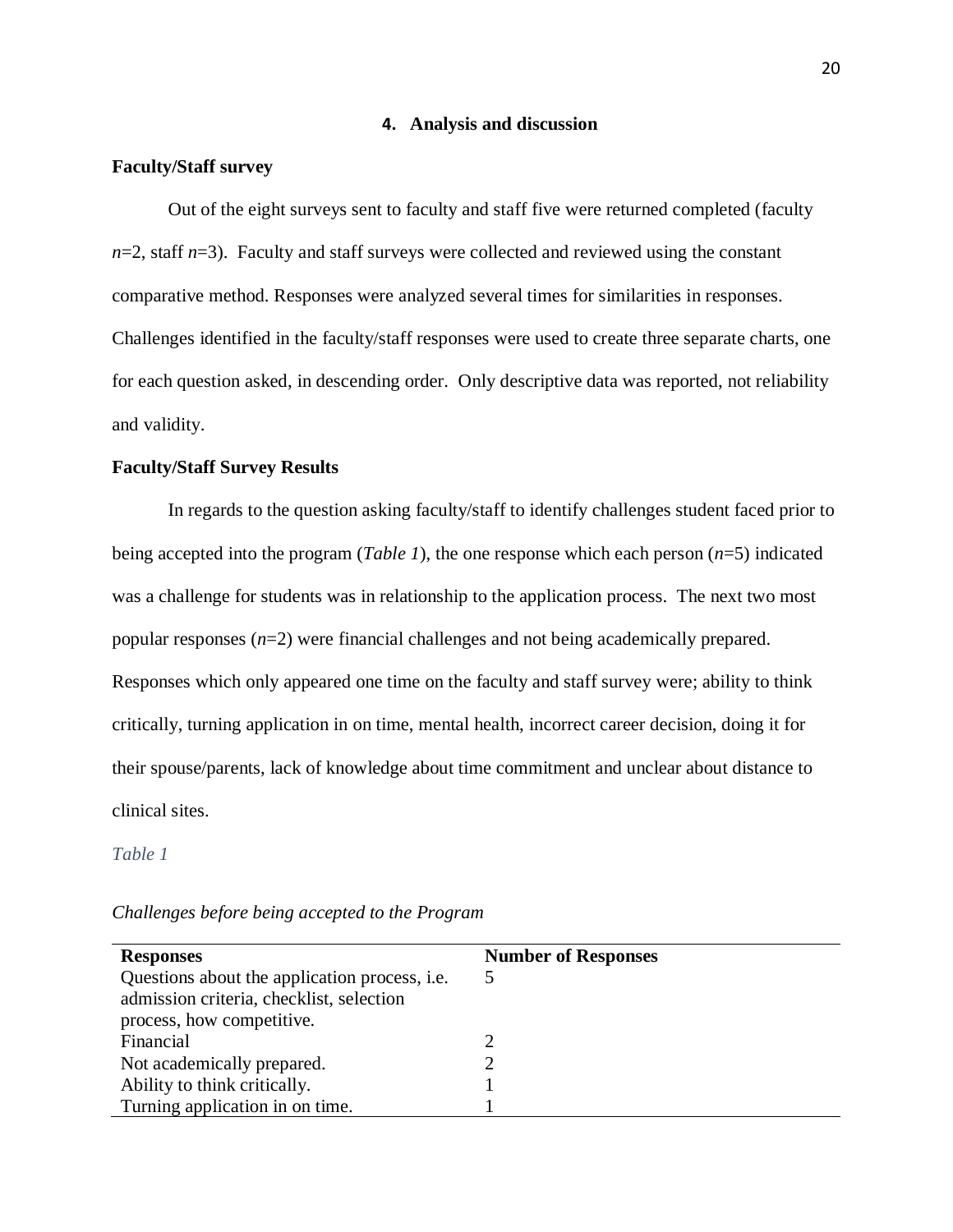## 4. Analysis and discussion

### Faculty/Staff survey

Out of the eight surveys sent to faculty and staff five were returned completed (faculty *n*=2, staff *n*=3). Faculty and staff surveys were collected and reviewed using the constant comparative method. Responses were analyzed several times for similarities in responses. Challenges identified in the faculty/staff responses were used to create three separate charts, one for each question asked, in descending order. Only descriptive data was reported, not reliability and validity.

### Faculty/Staff Survey Results

In regards to the question asking faculty/staff to identify challenges student faced prior to being accepted into the program (*Table 1*), the one response which each person (*n*=5) indicated was a challenge for students was in relationship to the application process. The next two most popular responses (*n*=2) were financial challenges and not being academically prepared. Responses which only appeared one time on the faculty and staff survey were; ability to think critically, turning application in on time, mental health, incorrect career decision, doing it for their spouse/parents, lack of knowledge about time commitment and unclear about distance to clinical sites.

*Table 1*

*Challenges before being accepted to the Program*

| Responses | Number of Responses |
|---|---|
| Questions about the application process, i.e. admission criteria, checklist, selection process, how competitive. | 5 |
| Financial | 2 |
| Not academically prepared. | 2 |
| Ability to think critically. | 1 |
| Turning application in on time. | 1 |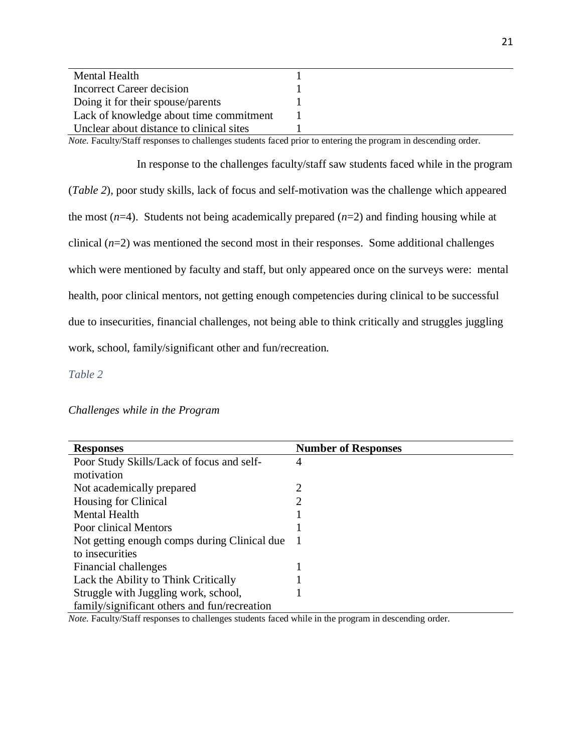| | |
|---|---|
| Mental Health | 1 |
| Incorrect Career decision | 1 |
| Doing it for their spouse/parents | 1 |
| Lack of knowledge about time commitment | 1 |
| Unclear about distance to clinical sites | 1 |

*Note.* Faculty/Staff responses to challenges students faced prior to entering the program in descending order.

In response to the challenges faculty/staff saw students faced while in the program (*Table 2*), poor study skills, lack of focus and self-motivation was the challenge which appeared the most (*n*=4). Students not being academically prepared (*n*=2) and finding housing while at clinical (*n*=2) was mentioned the second most in their responses. Some additional challenges which were mentioned by faculty and staff, but only appeared once on the surveys were: mental health, poor clinical mentors, not getting enough competencies during clinical to be successful due to insecurities, financial challenges, not being able to think critically and struggles juggling work, school, family/significant other and fun/recreation.

*Table 2*

*Challenges while in the Program*

| **Responses** | **Number of Responses** |
|---|---|
| Poor Study Skills/Lack of focus and self-motivation | 4 |
| Not academically prepared | 2 |
| Housing for Clinical | 2 |
| Mental Health | 1 |
| Poor clinical Mentors | 1 |
| Not getting enough comps during Clinical due to insecurities | 1 |
| Financial challenges | 1 |
| Lack the Ability to Think Critically | 1 |
| Struggle with Juggling work, school, family/significant others and fun/recreation | 1 |

*Note.* Faculty/Staff responses to challenges students faced while in the program in descending order.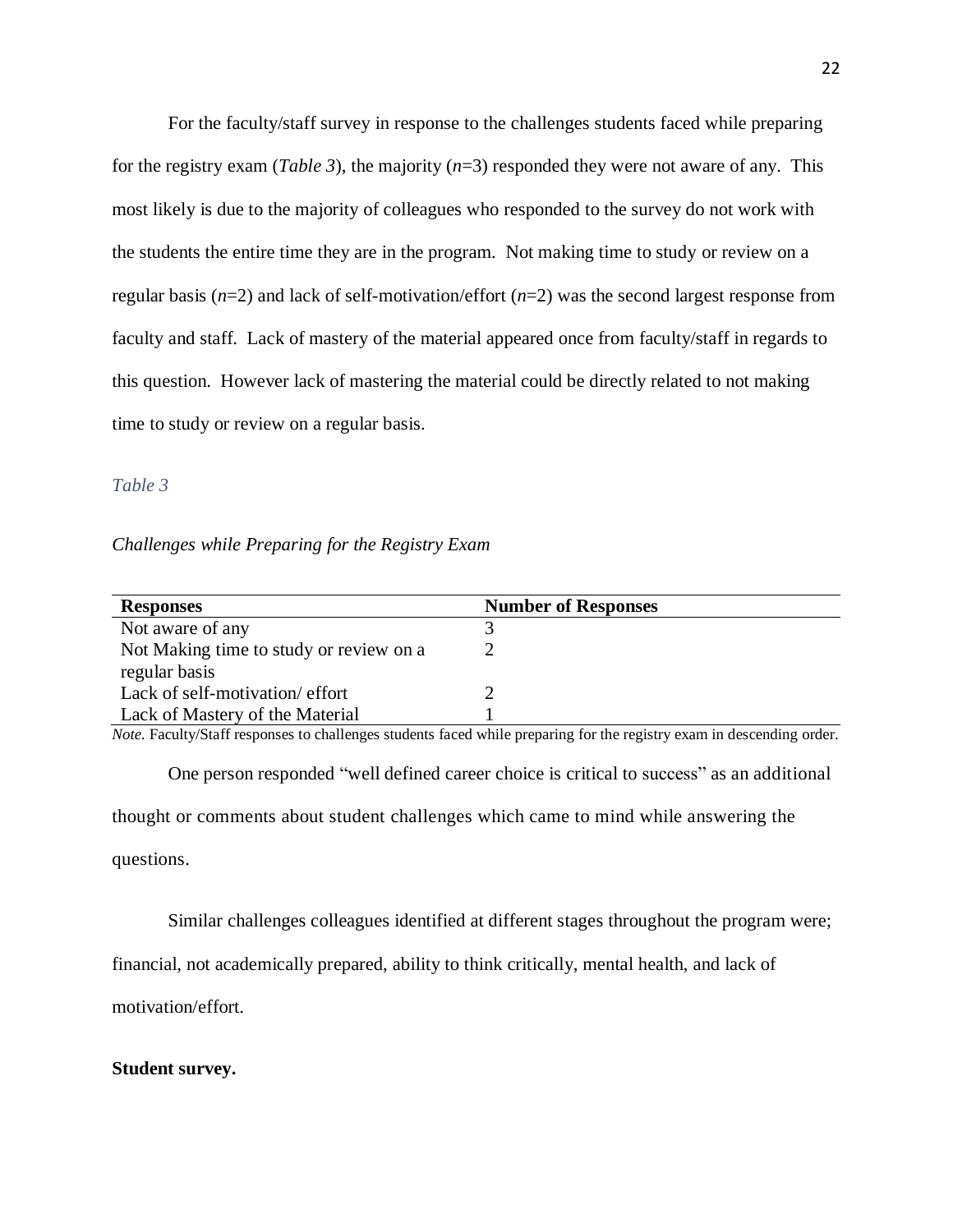For the faculty/staff survey in response to the challenges students faced while preparing for the registry exam (*Table 3*), the majority (*n*=3) responded they were not aware of any. This most likely is due to the majority of colleagues who responded to the survey do not work with the students the entire time they are in the program. Not making time to study or review on a regular basis (*n*=2) and lack of self-motivation/effort (*n*=2) was the second largest response from faculty and staff. Lack of mastery of the material appeared once from faculty/staff in regards to this question. However lack of mastering the material could be directly related to not making time to study or review on a regular basis.

*Table 3*

*Challenges while Preparing for the Registry Exam*

| Responses | Number of Responses |
| --- | --- |
| Not aware of any | 3 |
| Not Making time to study or review on a regular basis | 2 |
| Lack of self-motivation/ effort | 2 |
| Lack of Mastery of the Material | 1 |

*Note.* Faculty/Staff responses to challenges students faced while preparing for the registry exam in descending order.

One person responded "well defined career choice is critical to success" as an additional thought or comments about student challenges which came to mind while answering the questions.

Similar challenges colleagues identified at different stages throughout the program were; financial, not academically prepared, ability to think critically, mental health, and lack of motivation/effort.

**Student survey.**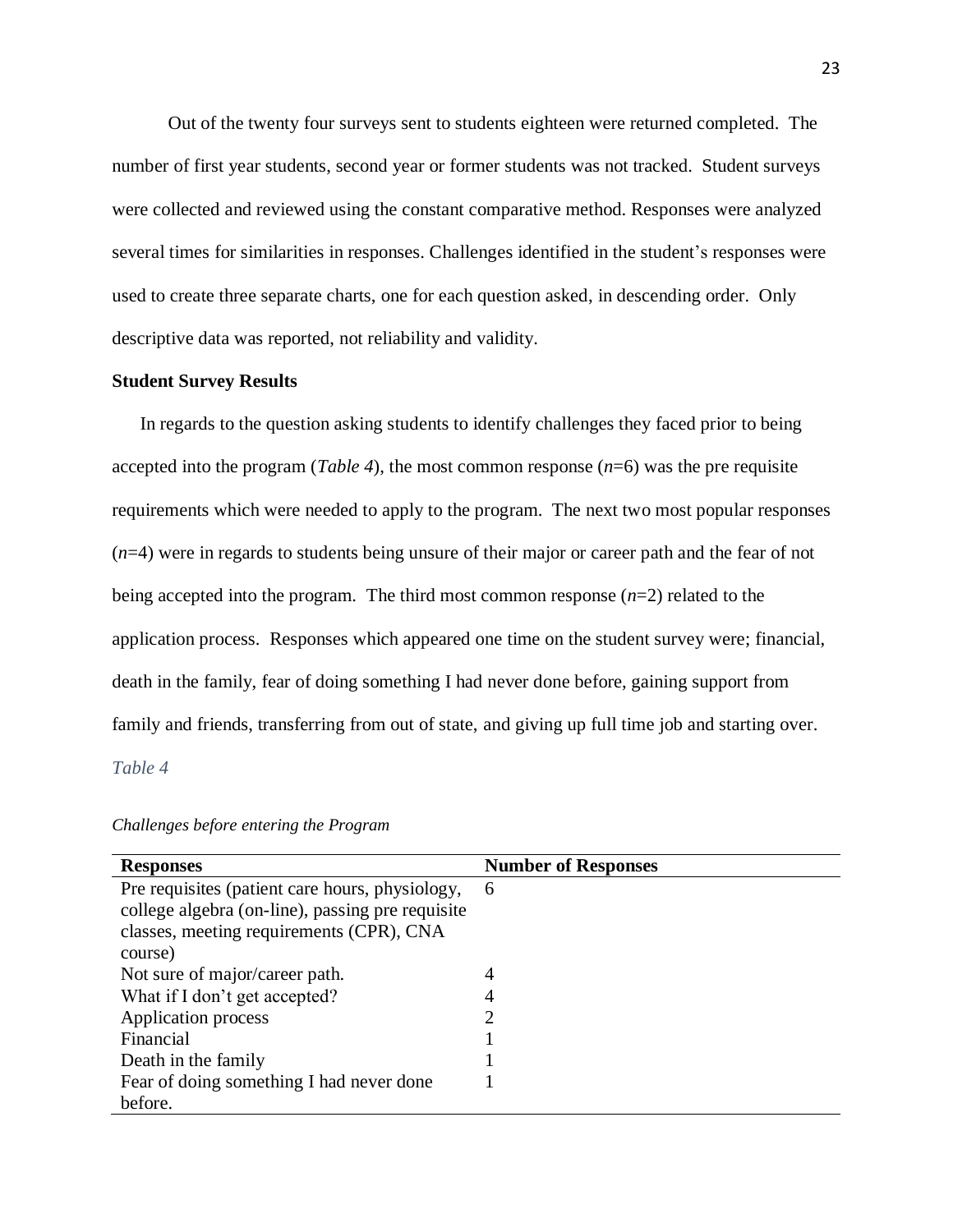Out of the twenty four surveys sent to students eighteen were returned completed. The number of first year students, second year or former students was not tracked. Student surveys were collected and reviewed using the constant comparative method. Responses were analyzed several times for similarities in responses. Challenges identified in the student's responses were used to create three separate charts, one for each question asked, in descending order. Only descriptive data was reported, not reliability and validity.

**Student Survey Results**

In regards to the question asking students to identify challenges they faced prior to being accepted into the program (*Table 4*), the most common response (*n*=6) was the pre requisite requirements which were needed to apply to the program. The next two most popular responses (*n*=4) were in regards to students being unsure of their major or career path and the fear of not being accepted into the program. The third most common response (*n*=2) related to the application process. Responses which appeared one time on the student survey were; financial, death in the family, fear of doing something I had never done before, gaining support from family and friends, transferring from out of state, and giving up full time job and starting over.

*Table 4*

*Challenges before entering the Program*

| Responses | Number of Responses |
| --- | --- |
| Pre requisites (patient care hours, physiology, college algebra (on-line), passing pre requisite classes, meeting requirements (CPR), CNA course) | 6 |
| Not sure of major/career path. | 4 |
| What if I don't get accepted? | 4 |
| Application process | 2 |
| Financial | 1 |
| Death in the family | 1 |
| Fear of doing something I had never done before. | 1 |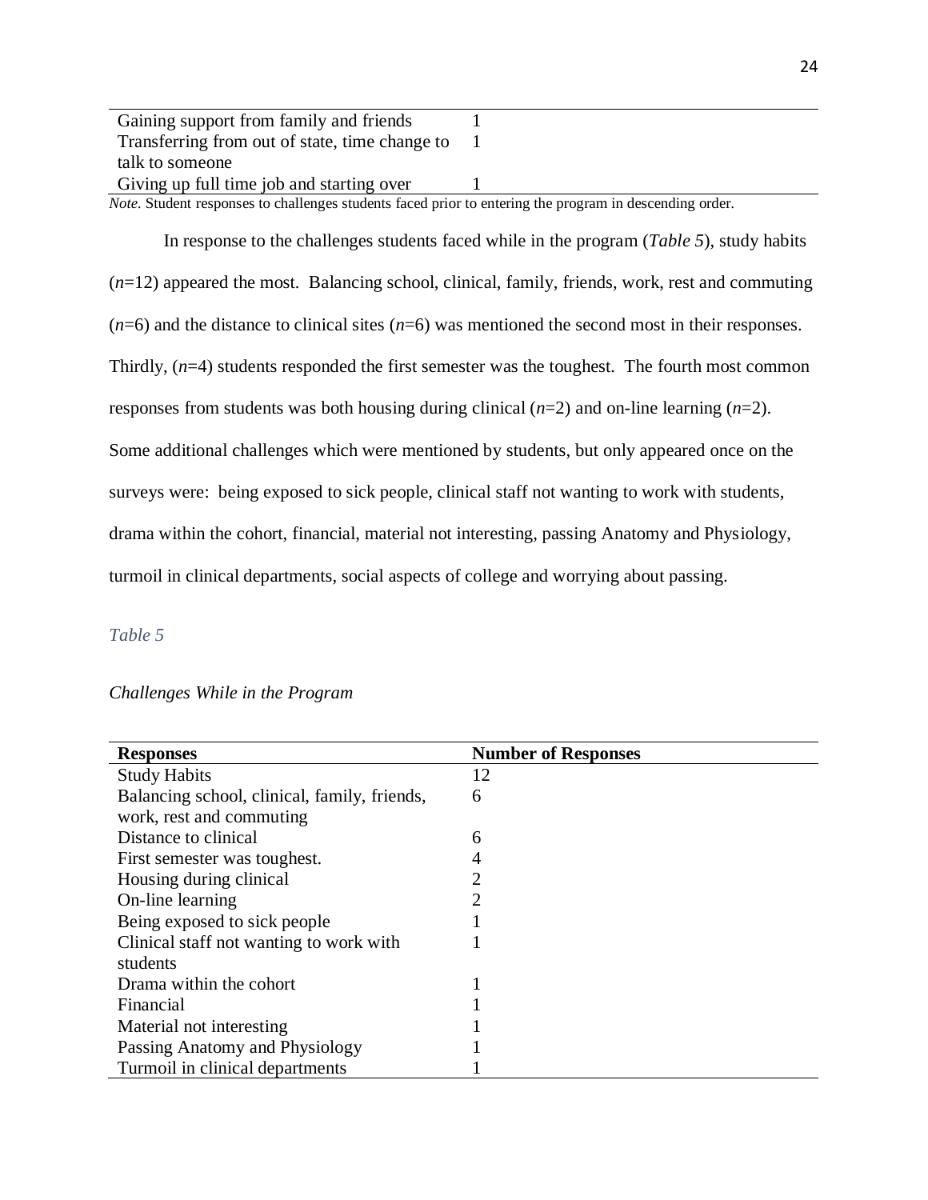| | |
|---|---|
| Gaining support from family and friends | 1 |
| Transferring from out of state, time change to talk to someone | 1 |
| Giving up full time job and starting over | 1 |

*Note.* Student responses to challenges students faced prior to entering the program in descending order.

In response to the challenges students faced while in the program (*Table 5*), study habits (*n*=12) appeared the most. Balancing school, clinical, family, friends, work, rest and commuting (*n*=6) and the distance to clinical sites (*n*=6) was mentioned the second most in their responses. Thirdly, (*n*=4) students responded the first semester was the toughest. The fourth most common responses from students was both housing during clinical (*n*=2) and on-line learning (*n*=2). Some additional challenges which were mentioned by students, but only appeared once on the surveys were: being exposed to sick people, clinical staff not wanting to work with students, drama within the cohort, financial, material not interesting, passing Anatomy and Physiology, turmoil in clinical departments, social aspects of college and worrying about passing.

*Table 5*

*Challenges While in the Program*

| Responses | Number of Responses |
|---|---|
| Study Habits | 12 |
| Balancing school, clinical, family, friends, work, rest and commuting | 6 |
| Distance to clinical | 6 |
| First semester was toughest. | 4 |
| Housing during clinical | 2 |
| On-line learning | 2 |
| Being exposed to sick people | 1 |
| Clinical staff not wanting to work with students | 1 |
| Drama within the cohort | 1 |
| Financial | 1 |
| Material not interesting | 1 |
| Passing Anatomy and Physiology | 1 |
| Turmoil in clinical departments | 1 |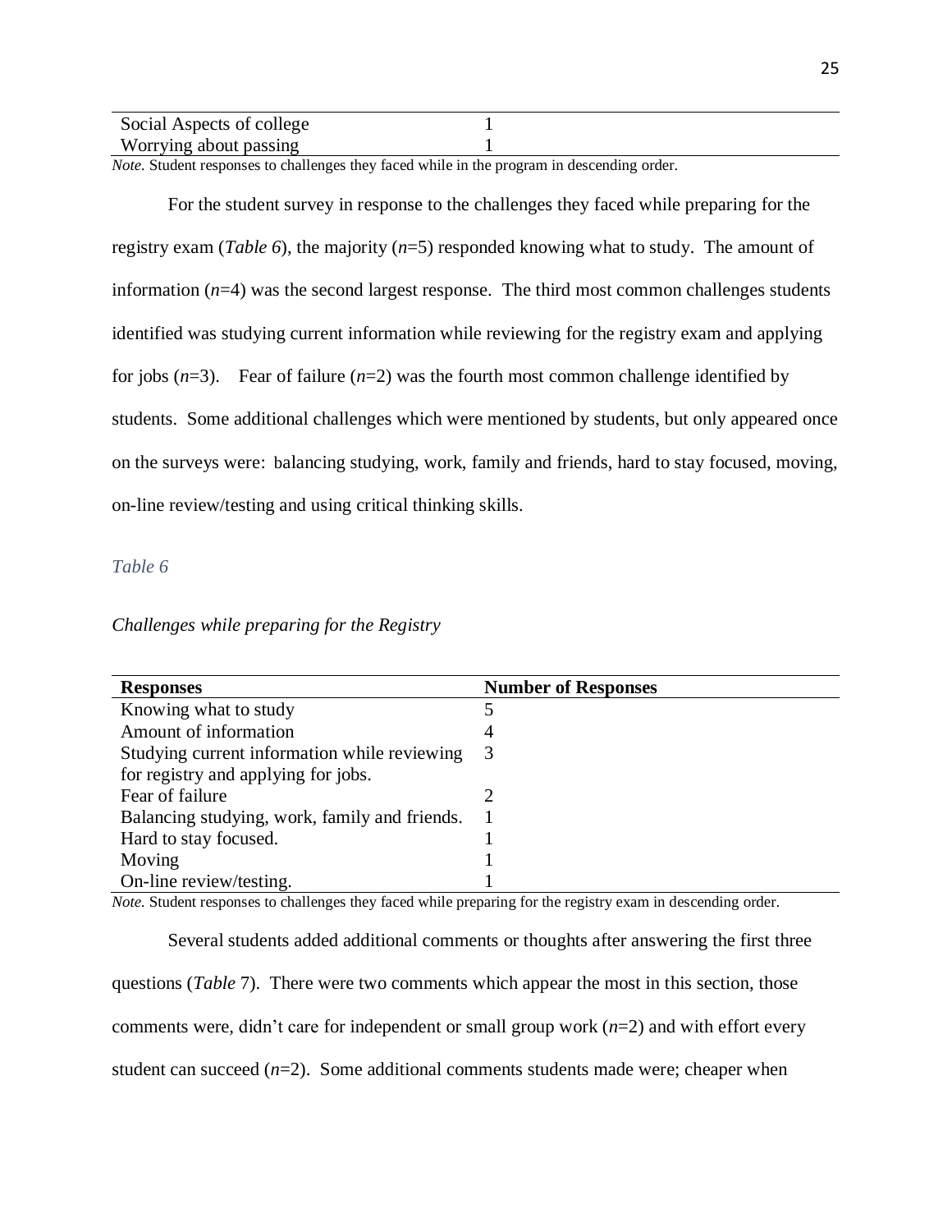| | |
|---|---|
| Social Aspects of college | 1 |
| Worrying about passing | 1 |

*Note.* Student responses to challenges they faced while in the program in descending order.

For the student survey in response to the challenges they faced while preparing for the registry exam (*Table 6*), the majority (*n*=5) responded knowing what to study. The amount of information (*n*=4) was the second largest response. The third most common challenges students identified was studying current information while reviewing for the registry exam and applying for jobs (*n*=3). Fear of failure (*n*=2) was the fourth most common challenge identified by students. Some additional challenges which were mentioned by students, but only appeared once on the surveys were: balancing studying, work, family and friends, hard to stay focused, moving, on-line review/testing and using critical thinking skills.

*Table 6*

*Challenges while preparing for the Registry*

| **Responses** | **Number of Responses** |
|---|---|
| Knowing what to study | 5 |
| Amount of information | 4 |
| Studying current information while reviewing for registry and applying for jobs. | 3 |
| Fear of failure | 2 |
| Balancing studying, work, family and friends. | 1 |
| Hard to stay focused. | 1 |
| Moving | 1 |
| On-line review/testing. | 1 |

*Note.* Student responses to challenges they faced while preparing for the registry exam in descending order.

Several students added additional comments or thoughts after answering the first three questions (*Table* 7). There were two comments which appear the most in this section, those comments were, didn't care for independent or small group work (*n*=2) and with effort every student can succeed (*n*=2). Some additional comments students made were; cheaper when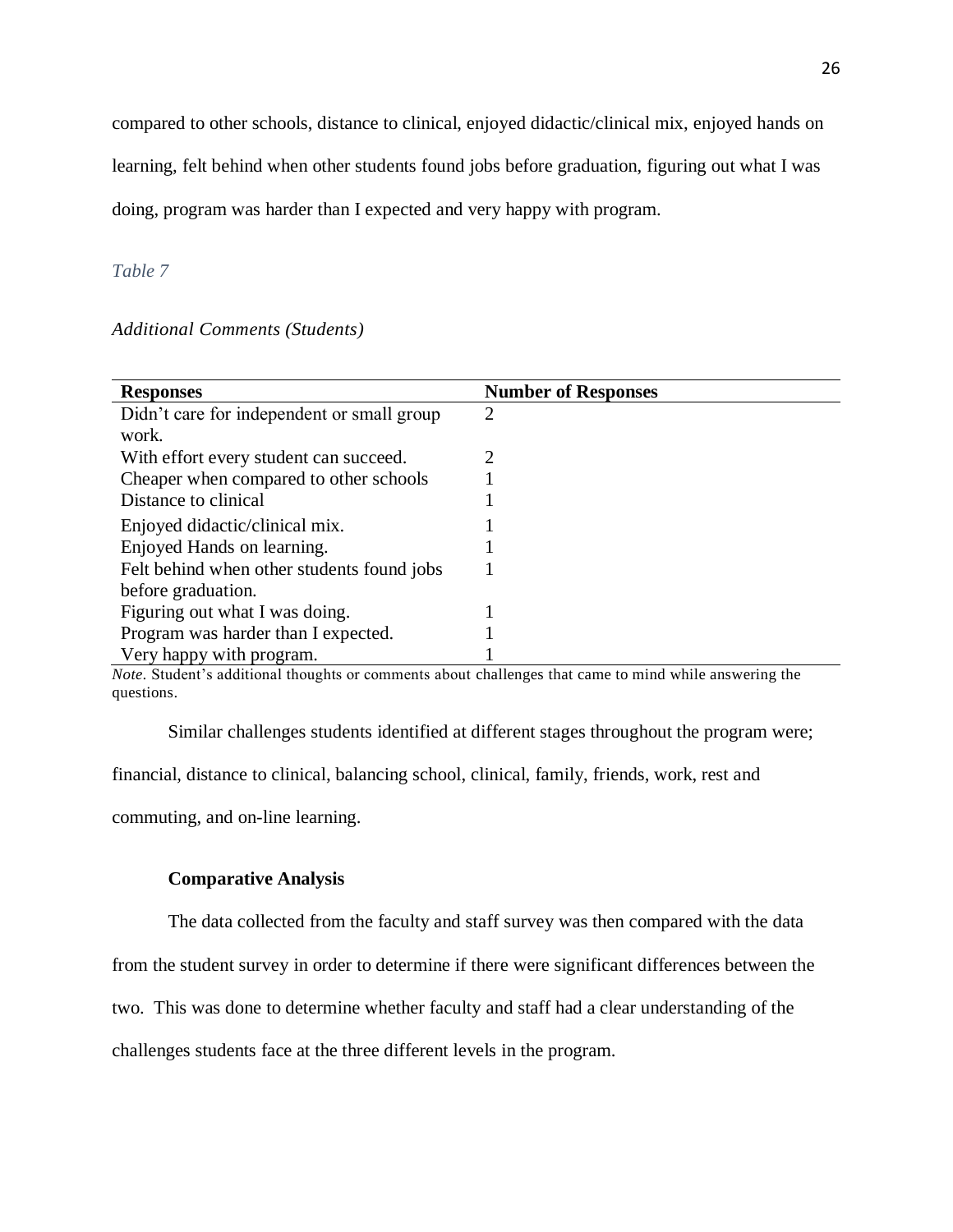compared to other schools, distance to clinical, enjoyed didactic/clinical mix, enjoyed hands on learning, felt behind when other students found jobs before graduation, figuring out what I was doing, program was harder than I expected and very happy with program.

*Table 7*

*Additional Comments (Students)*

| Responses | Number of Responses |
|---|---|
| Didn't care for independent or small group work. | 2 |
| With effort every student can succeed. | 2 |
| Cheaper when compared to other schools | 1 |
| Distance to clinical | 1 |
| Enjoyed didactic/clinical mix. | 1 |
| Enjoyed Hands on learning. | 1 |
| Felt behind when other students found jobs before graduation. | 1 |
| Figuring out what I was doing. | 1 |
| Program was harder than I expected. | 1 |
| Very happy with program. | 1 |

*Note.* Student's additional thoughts or comments about challenges that came to mind while answering the questions.

Similar challenges students identified at different stages throughout the program were; financial, distance to clinical, balancing school, clinical, family, friends, work, rest and commuting, and on-line learning.

**Comparative Analysis**

The data collected from the faculty and staff survey was then compared with the data from the student survey in order to determine if there were significant differences between the two. This was done to determine whether faculty and staff had a clear understanding of the challenges students face at the three different levels in the program.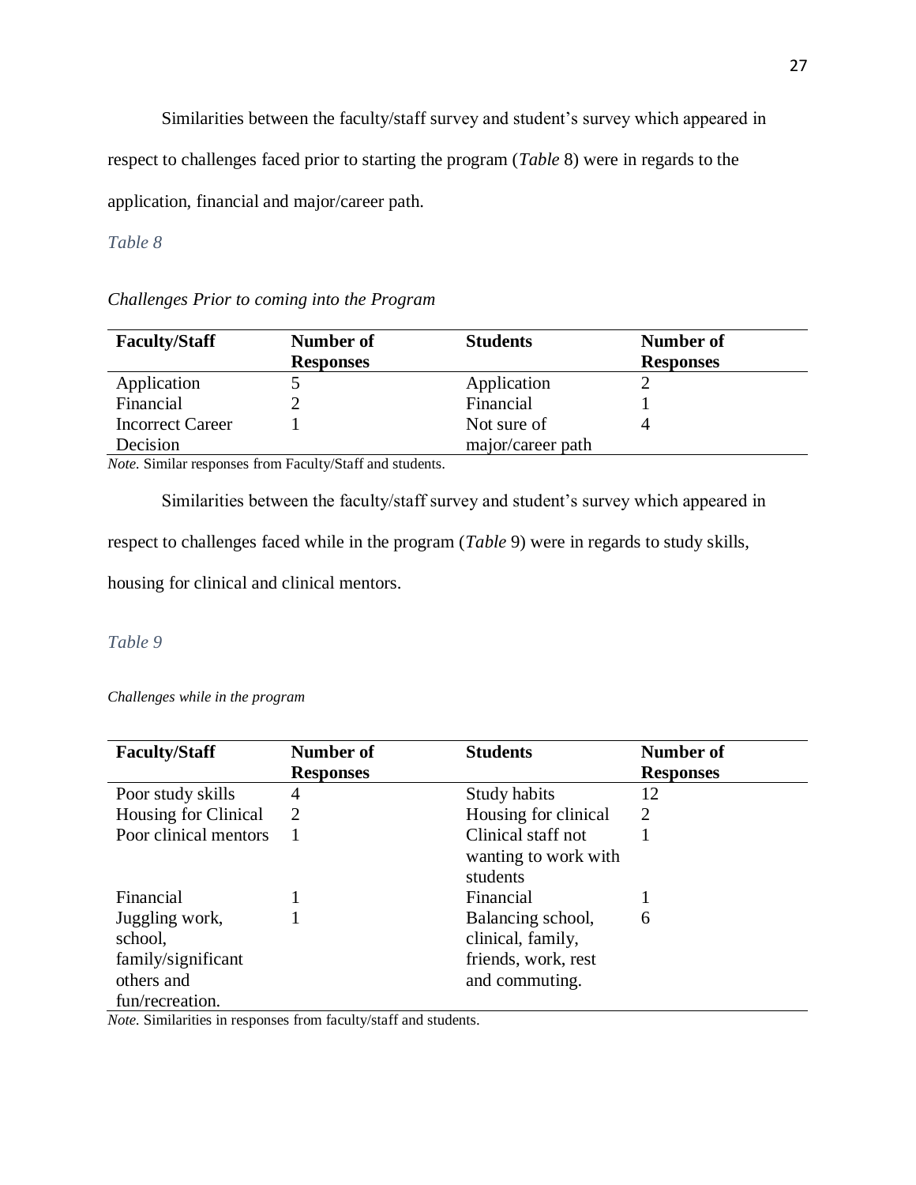Similarities between the faculty/staff survey and student's survey which appeared in respect to challenges faced prior to starting the program (*Table* 8) were in regards to the application, financial and major/career path.

*Table 8*

*Challenges Prior to coming into the Program*

| **Faculty/Staff** | **Number of Responses** | **Students** | **Number of Responses** |
|---|---|---|---|
| Application | 5 | Application | 2 |
| Financial | 2 | Financial | 1 |
| Incorrect Career Decision | 1 | Not sure of major/career path | 4 |

*Note.* Similar responses from Faculty/Staff and students.

Similarities between the faculty/staff survey and student's survey which appeared in respect to challenges faced while in the program (*Table* 9) were in regards to study skills, housing for clinical and clinical mentors.

*Table 9*

*Challenges while in the program*

| **Faculty/Staff** | **Number of Responses** | **Students** | **Number of Responses** |
|---|---|---|---|
| Poor study skills | 4 | Study habits | 12 |
| Housing for Clinical | 2 | Housing for clinical | 2 |
| Poor clinical mentors | 1 | Clinical staff not wanting to work with students | 1 |
| Financial | 1 | Financial | 1 |
| Juggling work, school, family/significant others and fun/recreation. | 1 | Balancing school, clinical, family, friends, work, rest and commuting. | 6 |

*Note.* Similarities in responses from faculty/staff and students.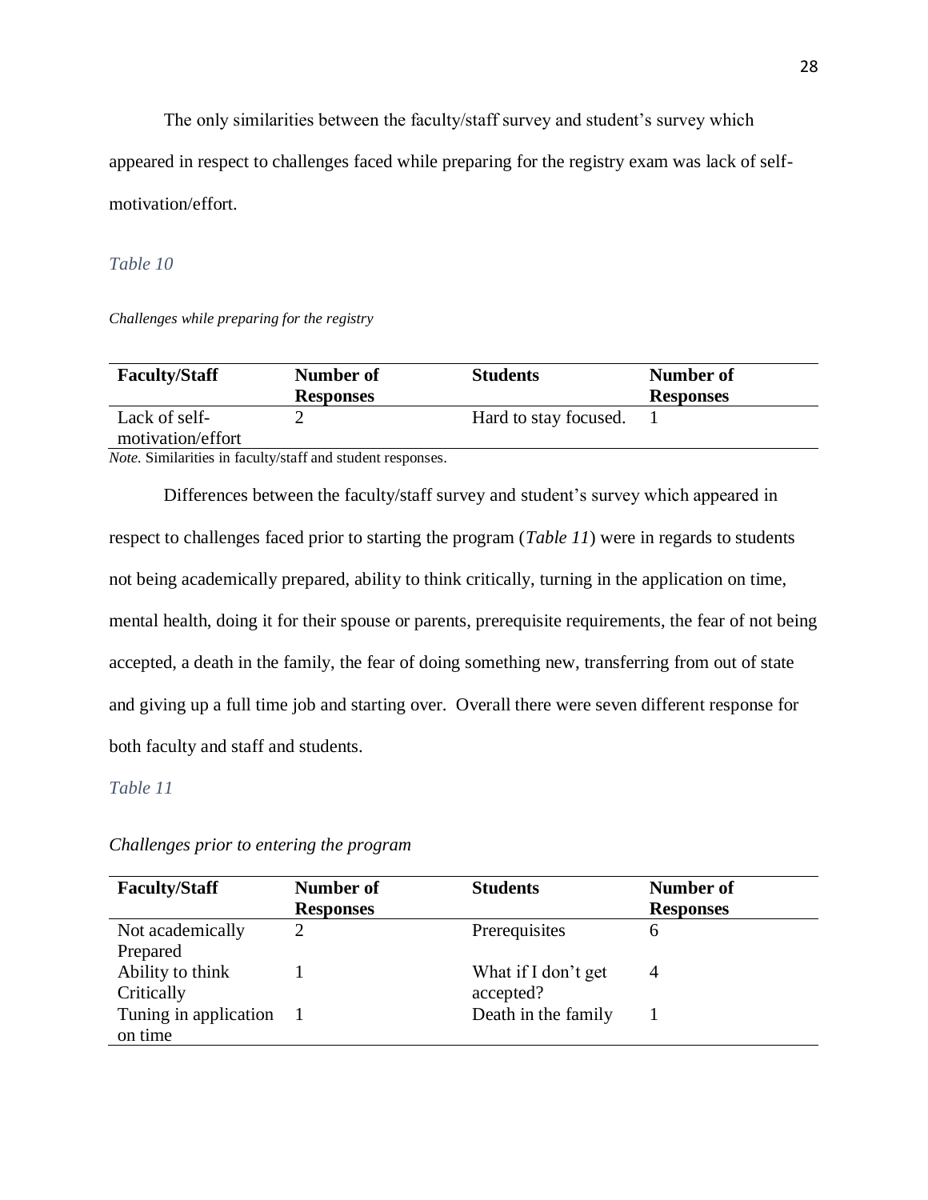The only similarities between the faculty/staff survey and student's survey which appeared in respect to challenges faced while preparing for the registry exam was lack of self-motivation/effort.

*Table 10*

*Challenges while preparing for the registry*

| Faculty/Staff | Number of Responses | Students | Number of Responses |
|---|---|---|---|
| Lack of self-motivation/effort | 2 | Hard to stay focused. | 1 |

*Note.* Similarities in faculty/staff and student responses.

Differences between the faculty/staff survey and student's survey which appeared in respect to challenges faced prior to starting the program (*Table 11*) were in regards to students not being academically prepared, ability to think critically, turning in the application on time, mental health, doing it for their spouse or parents, prerequisite requirements, the fear of not being accepted, a death in the family, the fear of doing something new, transferring from out of state and giving up a full time job and starting over. Overall there were seven different response for both faculty and staff and students.

*Table 11*

*Challenges prior to entering the program*

| Faculty/Staff | Number of Responses | Students | Number of Responses |
|---|---|---|---|
| Not academically Prepared | 2 | Prerequisites | 6 |
| Ability to think Critically | 1 | What if I don't get accepted? | 4 |
| Tuning in application on time | 1 | Death in the family | 1 |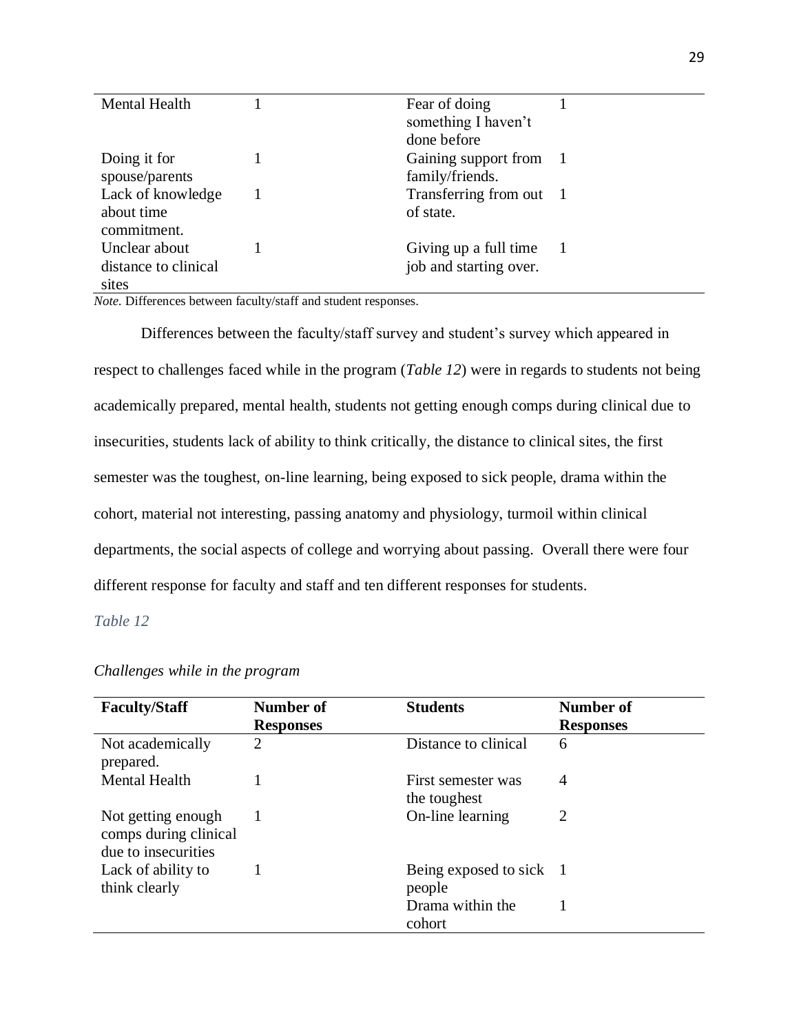| | | | |
|---|---|---|---|
| Mental Health | 1 | Fear of doing something I haven't done before | 1 |
| Doing it for spouse/parents | 1 | Gaining support from family/friends. | 1 |
| Lack of knowledge about time commitment. | 1 | Transferring from out of state. | 1 |
| Unclear about distance to clinical sites | 1 | Giving up a full time job and starting over. | 1 |

*Note.* Differences between faculty/staff and student responses.

Differences between the faculty/staff survey and student's survey which appeared in respect to challenges faced while in the program (*Table 12*) were in regards to students not being academically prepared, mental health, students not getting enough comps during clinical due to insecurities, students lack of ability to think critically, the distance to clinical sites, the first semester was the toughest, on-line learning, being exposed to sick people, drama within the cohort, material not interesting, passing anatomy and physiology, turmoil within clinical departments, the social aspects of college and worrying about passing. Overall there were four different response for faculty and staff and ten different responses for students.

*Table 12*

*Challenges while in the program*

| **Faculty/Staff** | **Number of Responses** | **Students** | **Number of Responses** |
|---|---|---|---|
| Not academically prepared. | 2 | Distance to clinical | 6 |
| Mental Health | 1 | First semester was the toughest | 4 |
| Not getting enough comps during clinical due to insecurities | 1 | On-line learning | 2 |
| Lack of ability to think clearly | 1 | Being exposed to sick people | 1 |
| | | Drama within the cohort | 1 |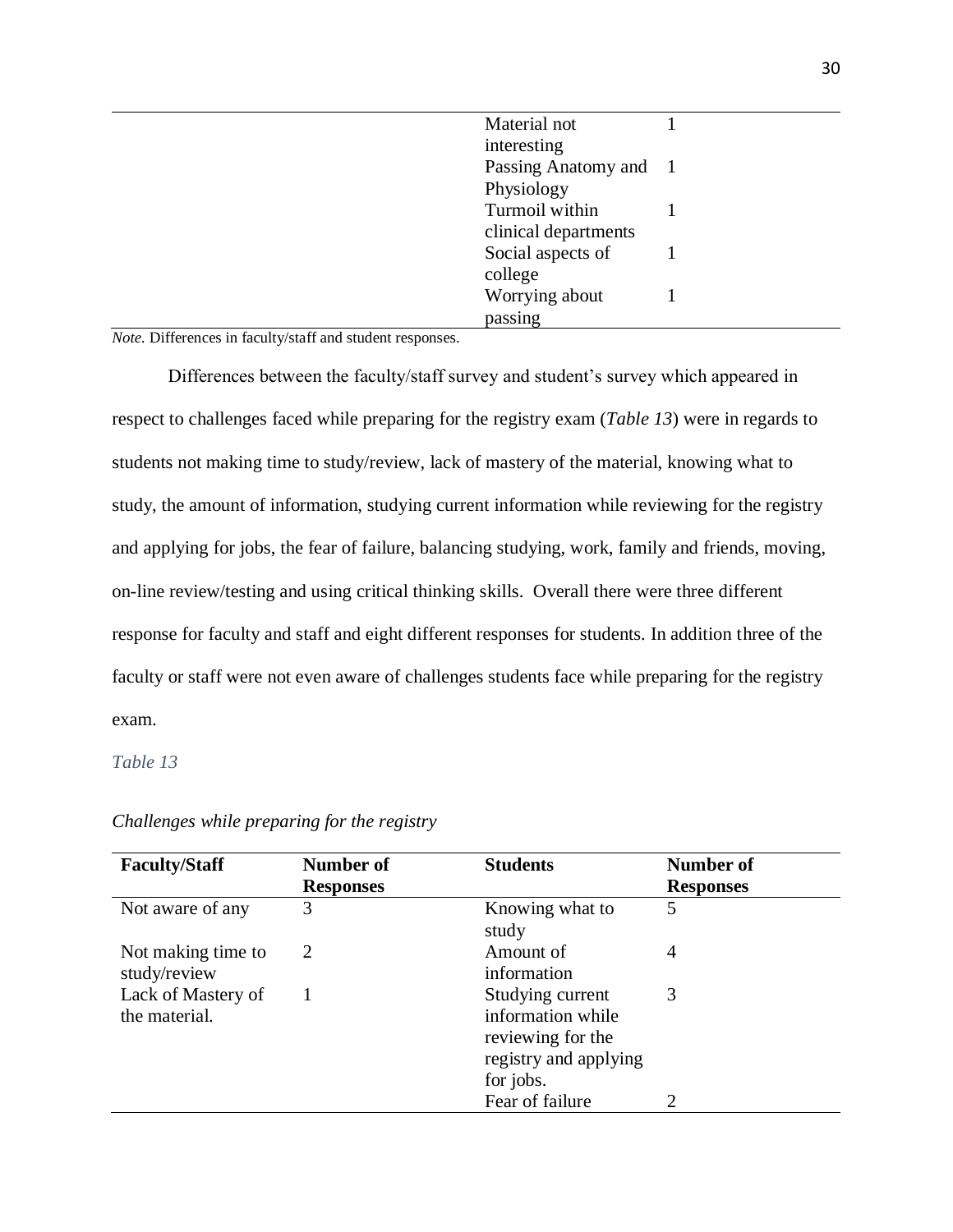| | | | |
|---|---|---|---|
| | | Material not interesting | 1 |
| | | Passing Anatomy and Physiology | 1 |
| | | Turmoil within clinical departments | 1 |
| | | Social aspects of college | 1 |
| | | Worrying about passing | 1 |

*Note.* Differences in faculty/staff and student responses.

Differences between the faculty/staff survey and student's survey which appeared in respect to challenges faced while preparing for the registry exam (*Table 13*) were in regards to students not making time to study/review, lack of mastery of the material, knowing what to study, the amount of information, studying current information while reviewing for the registry and applying for jobs, the fear of failure, balancing studying, work, family and friends, moving, on-line review/testing and using critical thinking skills. Overall there were three different response for faculty and staff and eight different responses for students. In addition three of the faculty or staff were not even aware of challenges students face while preparing for the registry exam.

*Table 13*

*Challenges while preparing for the registry*

| Faculty/Staff | Number of Responses | Students | Number of Responses |
|---|---|---|---|
| Not aware of any | 3 | Knowing what to study | 5 |
| Not making time to study/review | 2 | Amount of information | 4 |
| Lack of Mastery of the material. | 1 | Studying current information while reviewing for the registry and applying for jobs. | 3 |
| | | Fear of failure | 2 |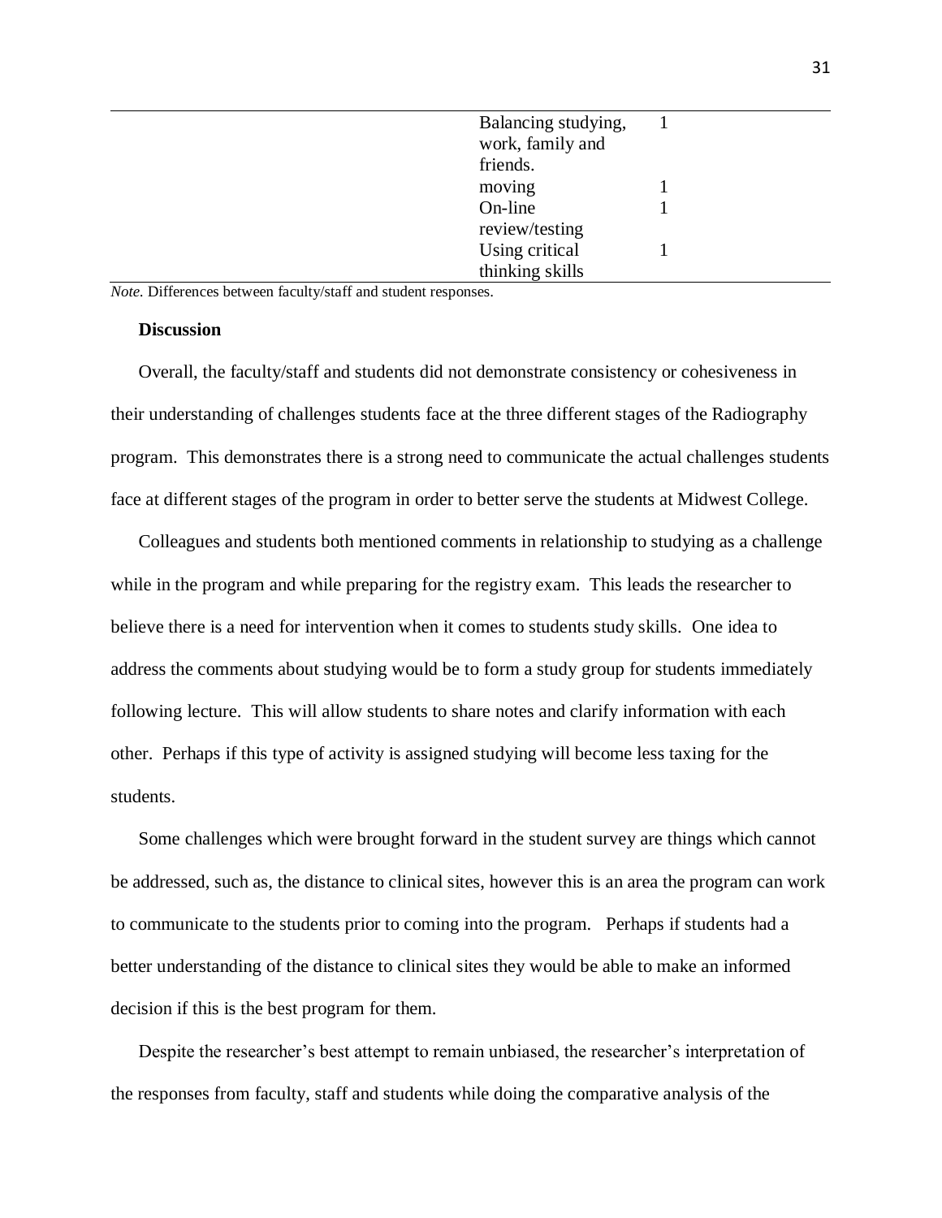| | | |
|---|---|---|
| | Balancing studying, work, family and friends. | 1 |
| | moving | 1 |
| | On-line review/testing | 1 |
| | Using critical thinking skills | 1 |

*Note.* Differences between faculty/staff and student responses.

**Discussion**

Overall, the faculty/staff and students did not demonstrate consistency or cohesiveness in their understanding of challenges students face at the three different stages of the Radiography program. This demonstrates there is a strong need to communicate the actual challenges students face at different stages of the program in order to better serve the students at Midwest College.

Colleagues and students both mentioned comments in relationship to studying as a challenge while in the program and while preparing for the registry exam. This leads the researcher to believe there is a need for intervention when it comes to students study skills. One idea to address the comments about studying would be to form a study group for students immediately following lecture. This will allow students to share notes and clarify information with each other. Perhaps if this type of activity is assigned studying will become less taxing for the students.

Some challenges which were brought forward in the student survey are things which cannot be addressed, such as, the distance to clinical sites, however this is an area the program can work to communicate to the students prior to coming into the program. Perhaps if students had a better understanding of the distance to clinical sites they would be able to make an informed decision if this is the best program for them.

Despite the researcher's best attempt to remain unbiased, the researcher's interpretation of the responses from faculty, staff and students while doing the comparative analysis of the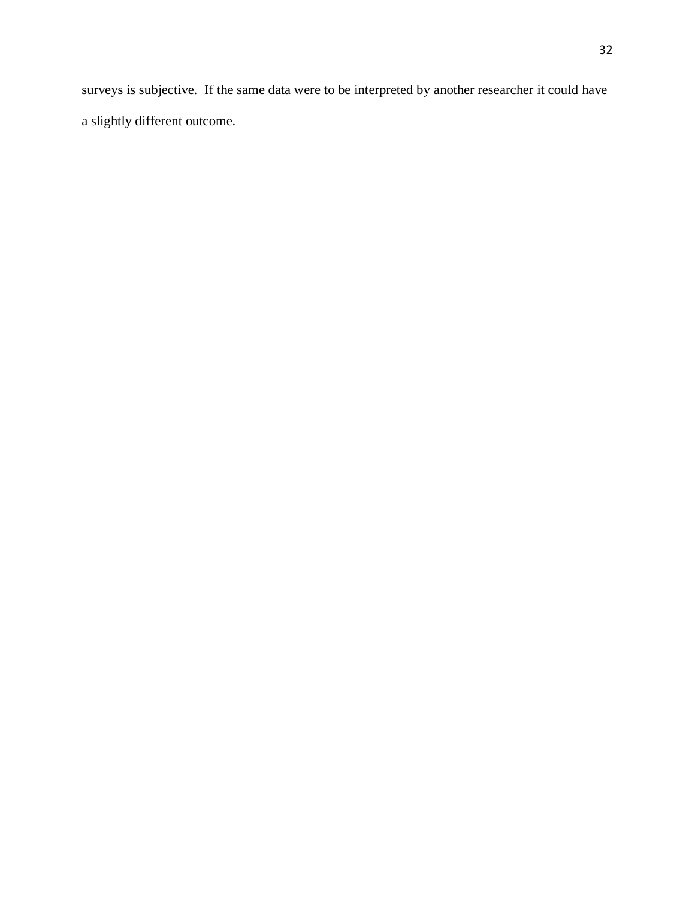surveys is subjective.  If the same data were to be interpreted by another researcher it could have a slightly different outcome.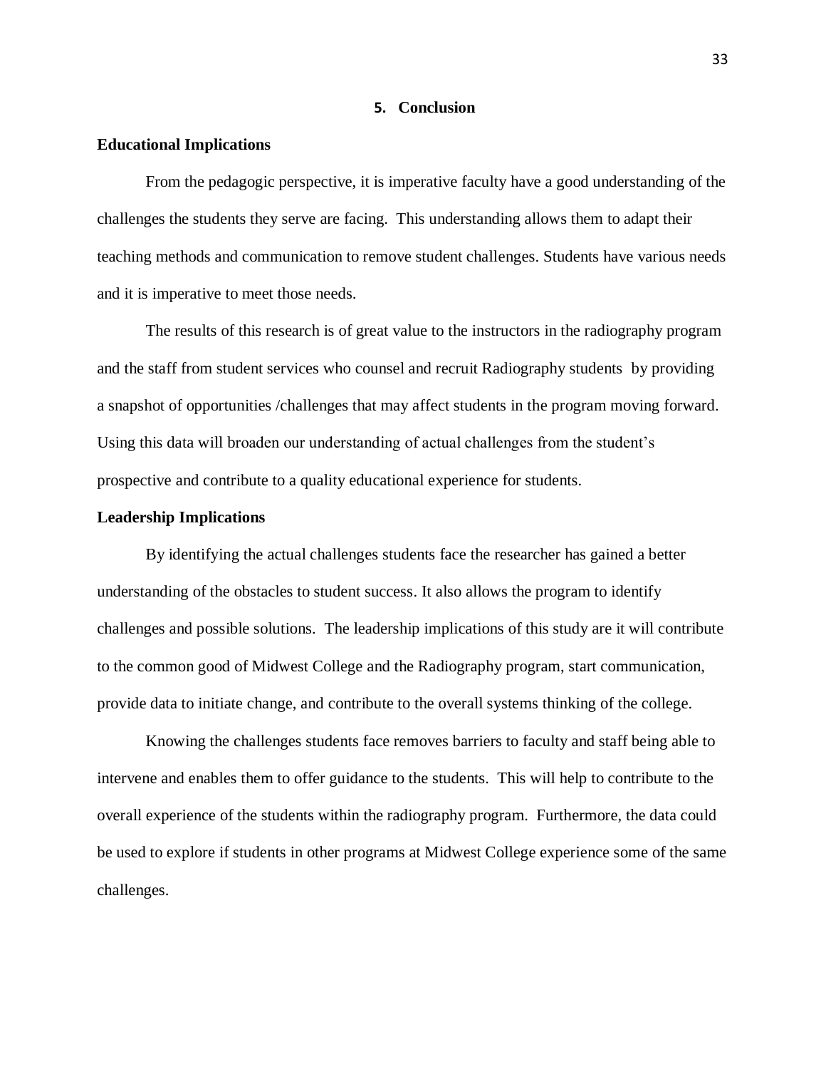## 5. Conclusion

### Educational Implications

From the pedagogic perspective, it is imperative faculty have a good understanding of the challenges the students they serve are facing. This understanding allows them to adapt their teaching methods and communication to remove student challenges. Students have various needs and it is imperative to meet those needs.

The results of this research is of great value to the instructors in the radiography program and the staff from student services who counsel and recruit Radiography students by providing a snapshot of opportunities /challenges that may affect students in the program moving forward. Using this data will broaden our understanding of actual challenges from the student's prospective and contribute to a quality educational experience for students.

### Leadership Implications

By identifying the actual challenges students face the researcher has gained a better understanding of the obstacles to student success. It also allows the program to identify challenges and possible solutions. The leadership implications of this study are it will contribute to the common good of Midwest College and the Radiography program, start communication, provide data to initiate change, and contribute to the overall systems thinking of the college.

Knowing the challenges students face removes barriers to faculty and staff being able to intervene and enables them to offer guidance to the students. This will help to contribute to the overall experience of the students within the radiography program. Furthermore, the data could be used to explore if students in other programs at Midwest College experience some of the same challenges.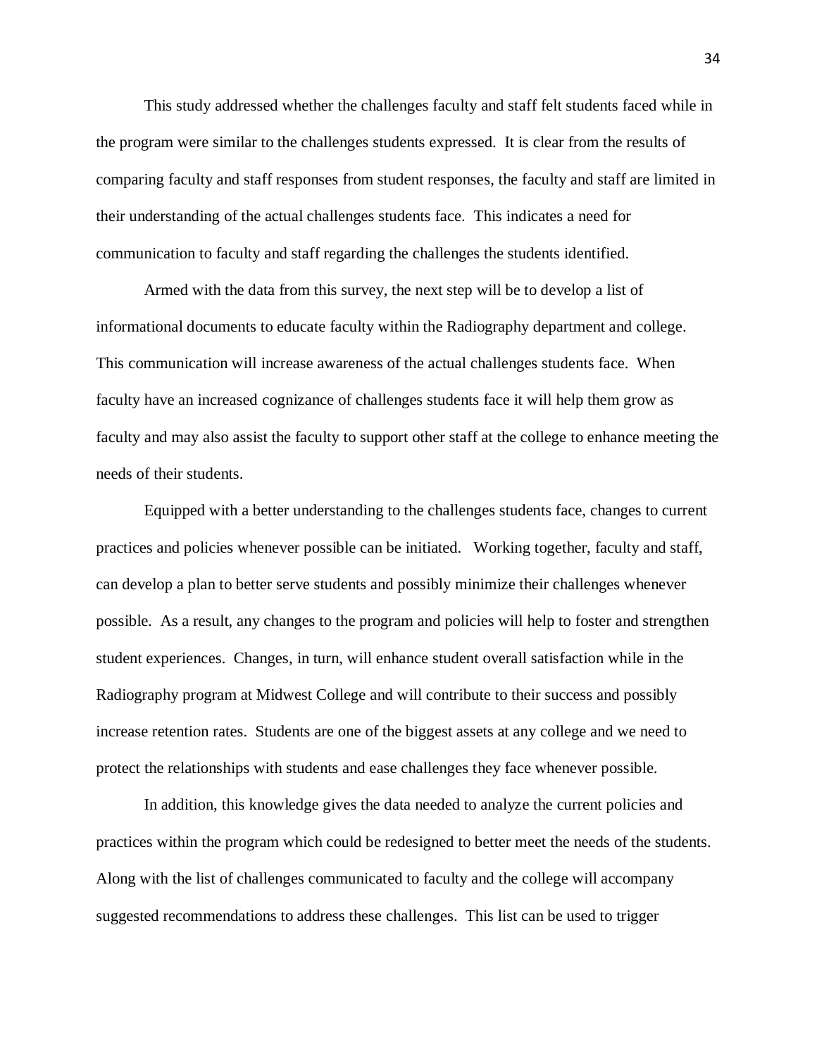This study addressed whether the challenges faculty and staff felt students faced while in the program were similar to the challenges students expressed. It is clear from the results of comparing faculty and staff responses from student responses, the faculty and staff are limited in their understanding of the actual challenges students face. This indicates a need for communication to faculty and staff regarding the challenges the students identified.

Armed with the data from this survey, the next step will be to develop a list of informational documents to educate faculty within the Radiography department and college. This communication will increase awareness of the actual challenges students face. When faculty have an increased cognizance of challenges students face it will help them grow as faculty and may also assist the faculty to support other staff at the college to enhance meeting the needs of their students.

Equipped with a better understanding to the challenges students face, changes to current practices and policies whenever possible can be initiated. Working together, faculty and staff, can develop a plan to better serve students and possibly minimize their challenges whenever possible. As a result, any changes to the program and policies will help to foster and strengthen student experiences. Changes, in turn, will enhance student overall satisfaction while in the Radiography program at Midwest College and will contribute to their success and possibly increase retention rates. Students are one of the biggest assets at any college and we need to protect the relationships with students and ease challenges they face whenever possible.

In addition, this knowledge gives the data needed to analyze the current policies and practices within the program which could be redesigned to better meet the needs of the students. Along with the list of challenges communicated to faculty and the college will accompany suggested recommendations to address these challenges. This list can be used to trigger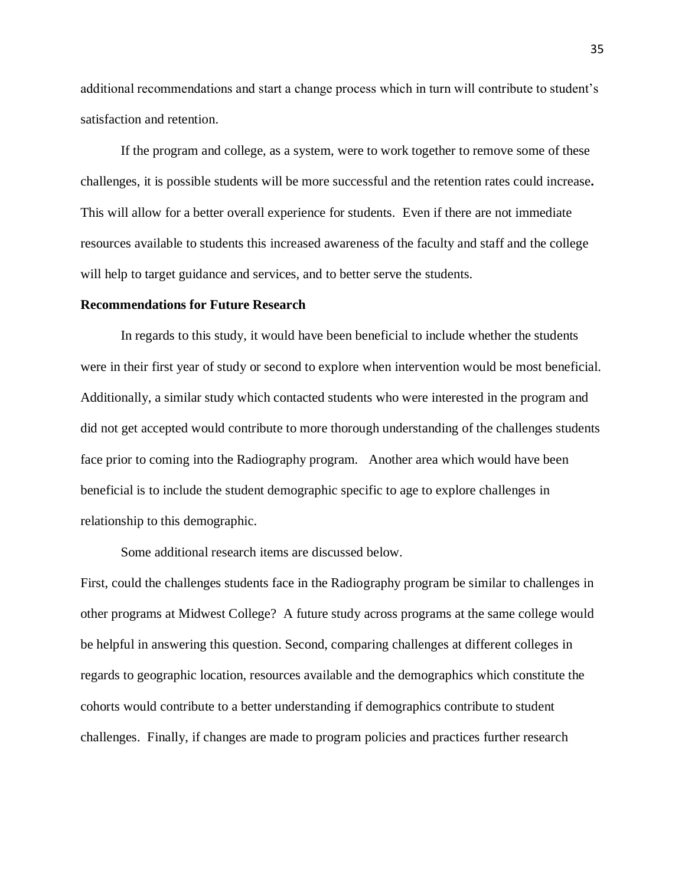additional recommendations and start a change process which in turn will contribute to student's satisfaction and retention.

If the program and college, as a system, were to work together to remove some of these challenges, it is possible students will be more successful and the retention rates could increase**.** This will allow for a better overall experience for students. Even if there are not immediate resources available to students this increased awareness of the faculty and staff and the college will help to target guidance and services, and to better serve the students.

**Recommendations for Future Research**

In regards to this study, it would have been beneficial to include whether the students were in their first year of study or second to explore when intervention would be most beneficial. Additionally, a similar study which contacted students who were interested in the program and did not get accepted would contribute to more thorough understanding of the challenges students face prior to coming into the Radiography program. Another area which would have been beneficial is to include the student demographic specific to age to explore challenges in relationship to this demographic.

Some additional research items are discussed below.

First, could the challenges students face in the Radiography program be similar to challenges in other programs at Midwest College? A future study across programs at the same college would be helpful in answering this question. Second, comparing challenges at different colleges in regards to geographic location, resources available and the demographics which constitute the cohorts would contribute to a better understanding if demographics contribute to student challenges. Finally, if changes are made to program policies and practices further research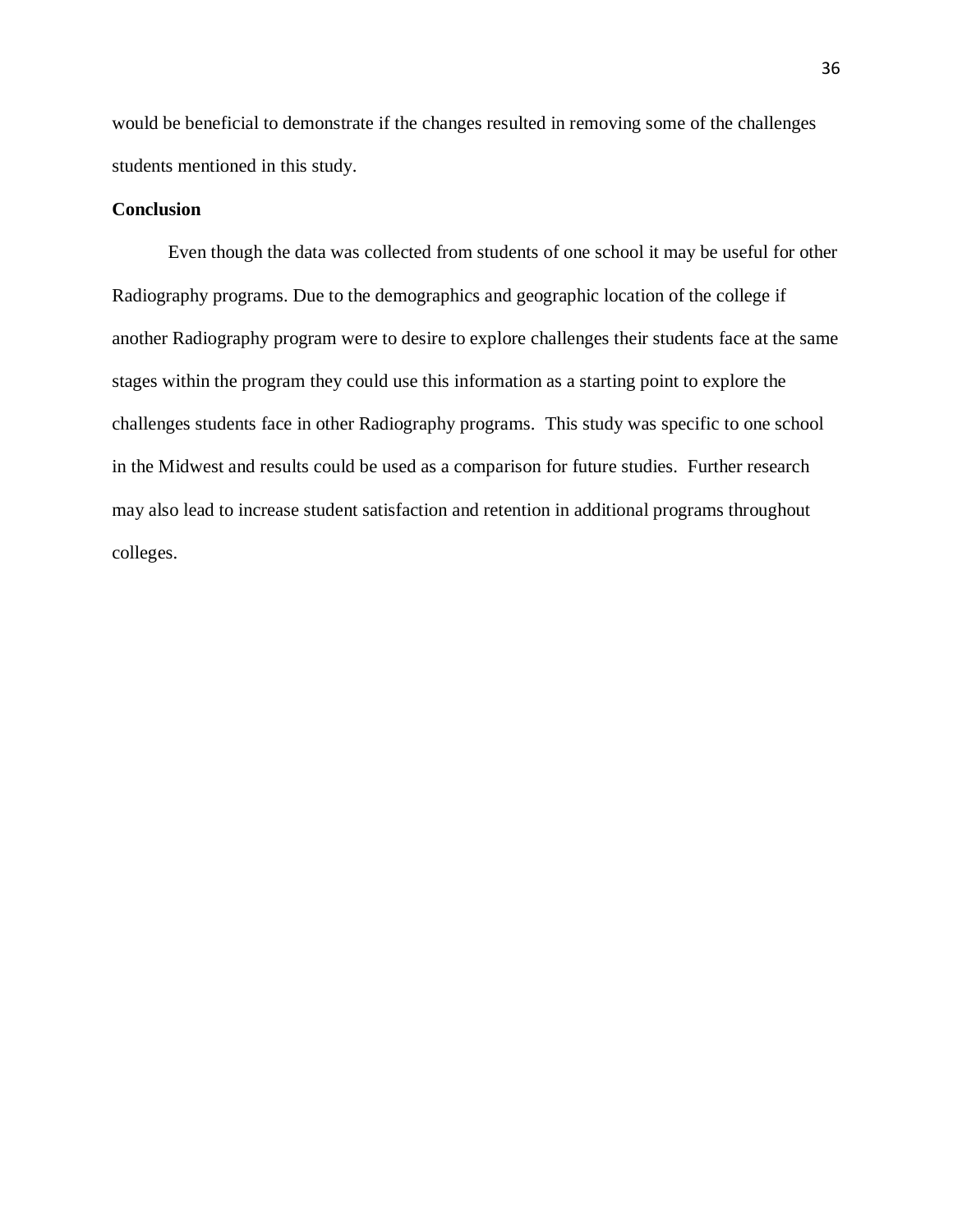would be beneficial to demonstrate if the changes resulted in removing some of the challenges students mentioned in this study.

**Conclusion**

Even though the data was collected from students of one school it may be useful for other Radiography programs. Due to the demographics and geographic location of the college if another Radiography program were to desire to explore challenges their students face at the same stages within the program they could use this information as a starting point to explore the challenges students face in other Radiography programs. This study was specific to one school in the Midwest and results could be used as a comparison for future studies. Further research may also lead to increase student satisfaction and retention in additional programs throughout colleges.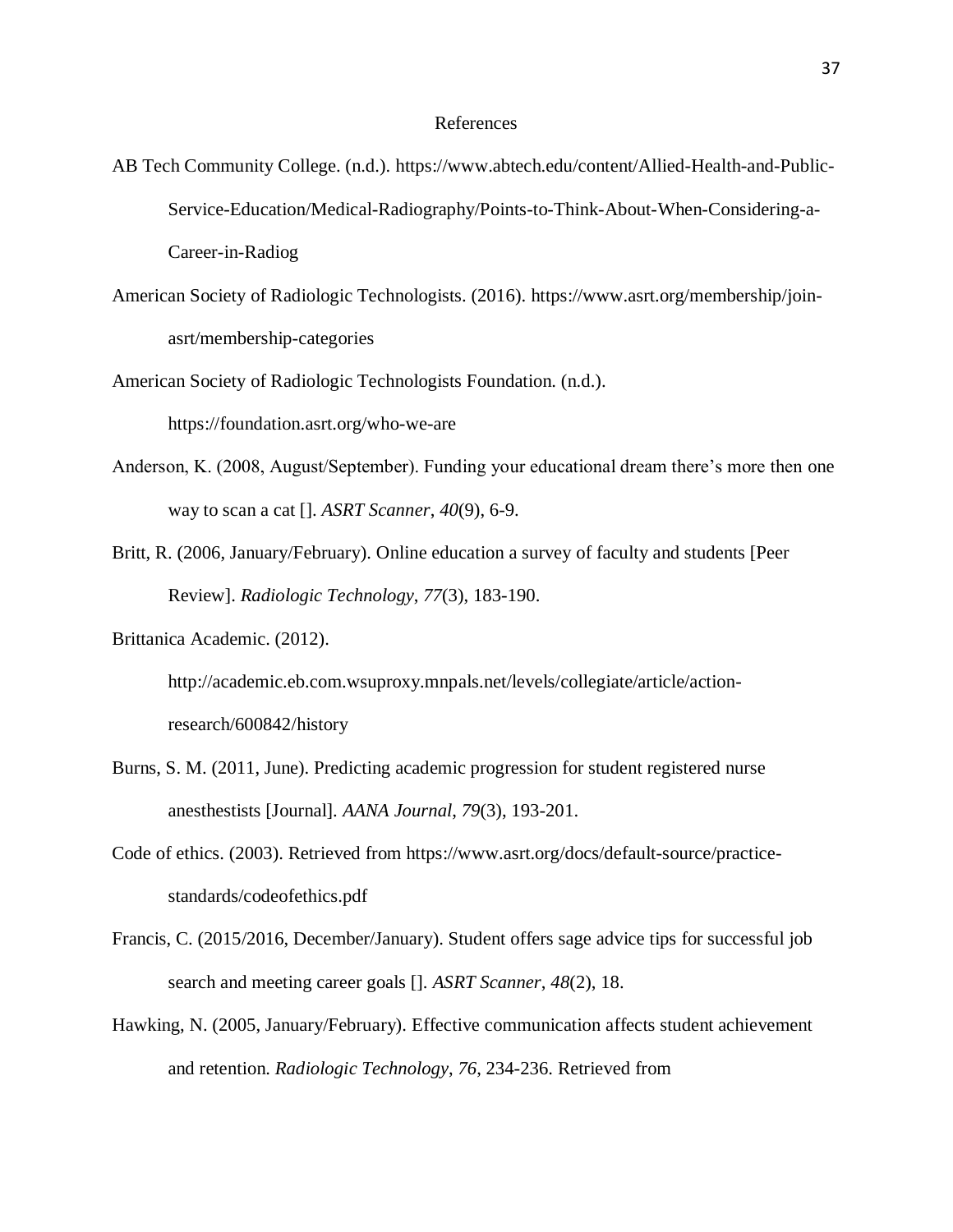# References

AB Tech Community College. (n.d.). https://www.abtech.edu/content/Allied-Health-and-Public-Service-Education/Medical-Radiography/Points-to-Think-About-When-Considering-a-Career-in-Radiog

American Society of Radiologic Technologists. (2016). https://www.asrt.org/membership/join-asrt/membership-categories

American Society of Radiologic Technologists Foundation. (n.d.). https://foundation.asrt.org/who-we-are

Anderson, K. (2008, August/September). Funding your educational dream there's more then one way to scan a cat []. *ASRT Scanner*, *40*(9), 6-9.

Britt, R. (2006, January/February). Online education a survey of faculty and students [Peer Review]. *Radiologic Technology*, *77*(3), 183-190.

Brittanica Academic. (2012). http://academic.eb.com.wsuproxy.mnpals.net/levels/collegiate/article/action-research/600842/history

Burns, S. M. (2011, June). Predicting academic progression for student registered nurse anesthestists [Journal]. *AANA Journal*, *79*(3), 193-201.

Code of ethics. (2003). Retrieved from https://www.asrt.org/docs/default-source/practice-standards/codeofethics.pdf

Francis, C. (2015/2016, December/January). Student offers sage advice tips for successful job search and meeting career goals []. *ASRT Scanner*, *48*(2), 18.

Hawking, N. (2005, January/February). Effective communication affects student achievement and retention. *Radiologic Technology*, *76*, 234-236. Retrieved from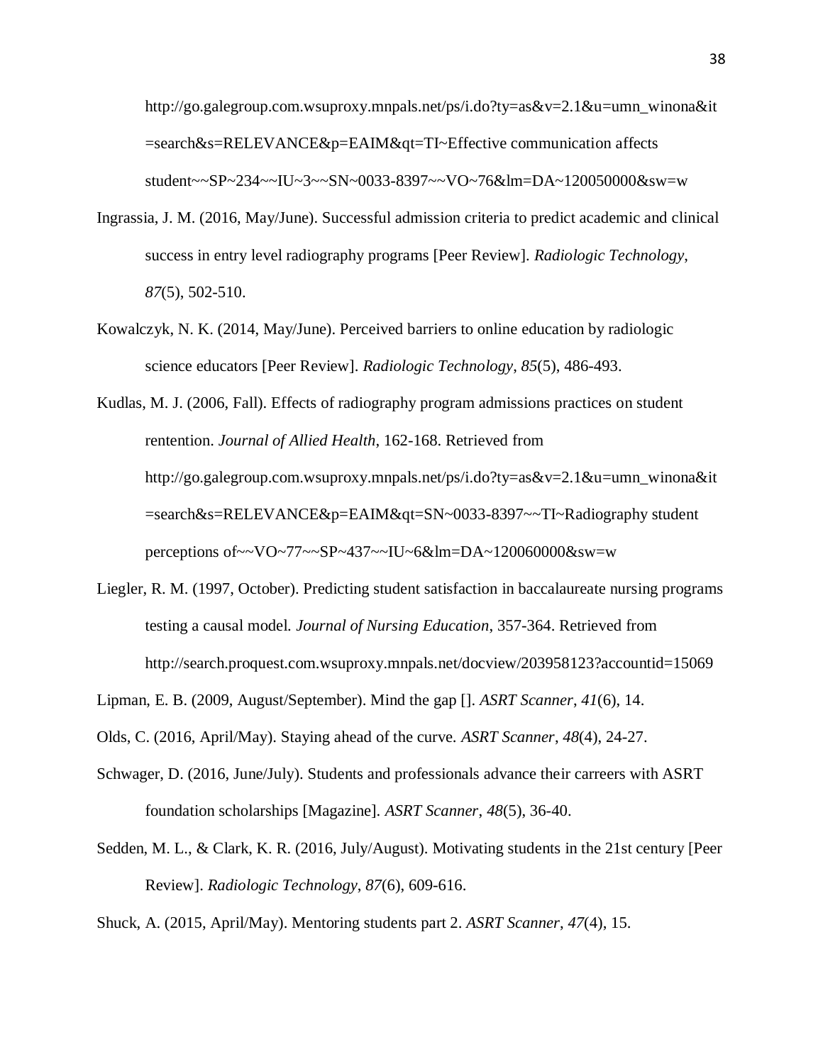http://go.galegroup.com.wsuproxy.mnpals.net/ps/i.do?ty=as&v=2.1&u=umn_winona&it=search&s=RELEVANCE&p=EAIM&qt=TI~Effective communication affects student~~SP~234~~IU~3~~SN~0033-8397~~VO~76&lm=DA~120050000&sw=w

Ingrassia, J. M. (2016, May/June). Successful admission criteria to predict academic and clinical success in entry level radiography programs [Peer Review]. *Radiologic Technology*, *87*(5), 502-510.

Kowalczyk, N. K. (2014, May/June). Perceived barriers to online education by radiologic science educators [Peer Review]. *Radiologic Technology*, *85*(5), 486-493.

Kudlas, M. J. (2006, Fall). Effects of radiography program admissions practices on student rentention. *Journal of Allied Health*, 162-168. Retrieved from http://go.galegroup.com.wsuproxy.mnpals.net/ps/i.do?ty=as&v=2.1&u=umn_winona&it=search&s=RELEVANCE&p=EAIM&qt=SN~0033-8397~~TI~Radiography student perceptions of~~VO~77~~SP~437~~IU~6&lm=DA~120060000&sw=w

Liegler, R. M. (1997, October). Predicting student satisfaction in baccalaureate nursing programs testing a causal model. *Journal of Nursing Education*, 357-364. Retrieved from http://search.proquest.com.wsuproxy.mnpals.net/docview/203958123?accountid=15069

Lipman, E. B. (2009, August/September). Mind the gap []. *ASRT Scanner*, *41*(6), 14.

Olds, C. (2016, April/May). Staying ahead of the curve. *ASRT Scanner*, *48*(4), 24-27.

Schwager, D. (2016, June/July). Students and professionals advance their carreers with ASRT foundation scholarships [Magazine]. *ASRT Scanner*, *48*(5), 36-40.

Sedden, M. L., & Clark, K. R. (2016, July/August). Motivating students in the 21st century [Peer Review]. *Radiologic Technology*, *87*(6), 609-616.

Shuck, A. (2015, April/May). Mentoring students part 2. *ASRT Scanner*, *47*(4), 15.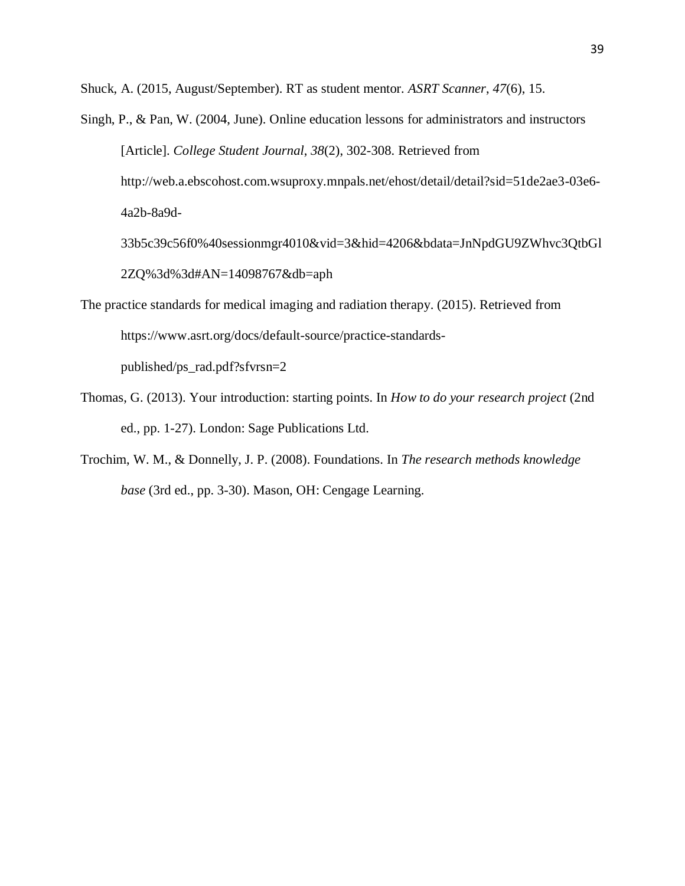Shuck, A. (2015, August/September). RT as student mentor. *ASRT Scanner*, *47*(6), 15.

Singh, P., & Pan, W. (2004, June). Online education lessons for administrators and instructors [Article]. *College Student Journal*, *38*(2), 302-308. Retrieved from http://web.a.ebscohost.com.wsuproxy.mnpals.net/ehost/detail/detail?sid=51de2ae3-03e6-4a2b-8a9d-33b5c39c56f0%40sessionmgr4010&vid=3&hid=4206&bdata=JnNpdGU9ZWhvc3QtbGl2ZQ%3d%3d#AN=14098767&db=aph

The practice standards for medical imaging and radiation therapy. (2015). Retrieved from https://www.asrt.org/docs/default-source/practice-standards-published/ps_rad.pdf?sfvrsn=2

Thomas, G. (2013). Your introduction: starting points. In *How to do your research project* (2nd ed., pp. 1-27). London: Sage Publications Ltd.

Trochim, W. M., & Donnelly, J. P. (2008). Foundations. In *The research methods knowledge base* (3rd ed., pp. 3-30). Mason, OH: Cengage Learning.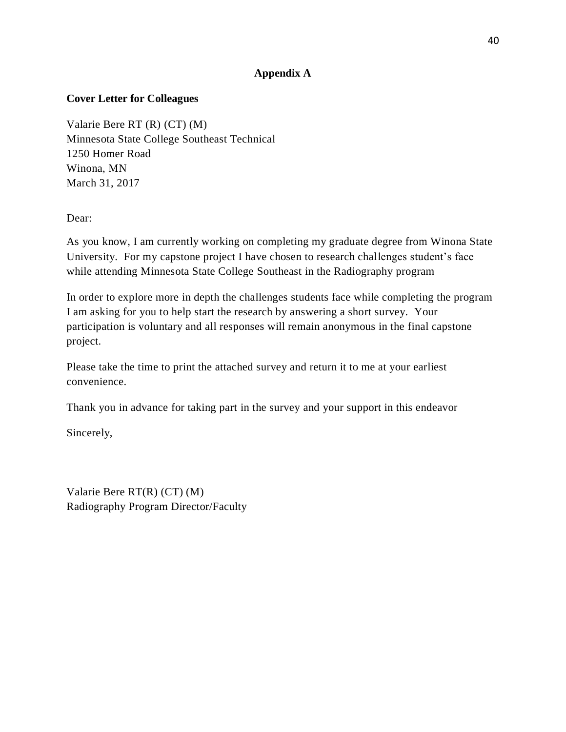# Appendix A

**Cover Letter for Colleagues**

Valarie Bere RT (R) (CT) (M)
Minnesota State College Southeast Technical
1250 Homer Road
Winona, MN
March 31, 2017

Dear:

As you know, I am currently working on completing my graduate degree from Winona State University. For my capstone project I have chosen to research challenges student's face while attending Minnesota State College Southeast in the Radiography program

In order to explore more in depth the challenges students face while completing the program I am asking for you to help start the research by answering a short survey. Your participation is voluntary and all responses will remain anonymous in the final capstone project.

Please take the time to print the attached survey and return it to me at your earliest convenience.

Thank you in advance for taking part in the survey and your support in this endeavor

Sincerely,

Valarie Bere RT(R) (CT) (M)
Radiography Program Director/Faculty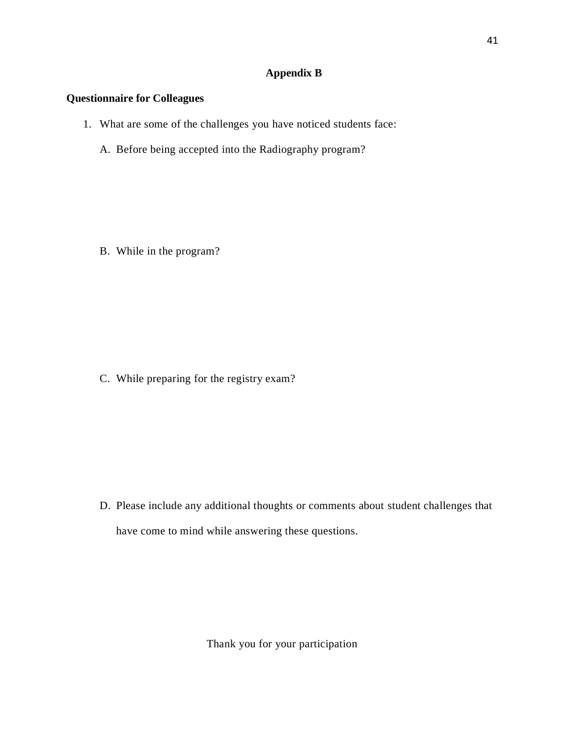# Appendix B

**Questionnaire for Colleagues**

1. What are some of the challenges you have noticed students face:

   A. Before being accepted into the Radiography program?

   B. While in the program?

   C. While preparing for the registry exam?

   D. Please include any additional thoughts or comments about student challenges that have come to mind while answering these questions.

Thank you for your participation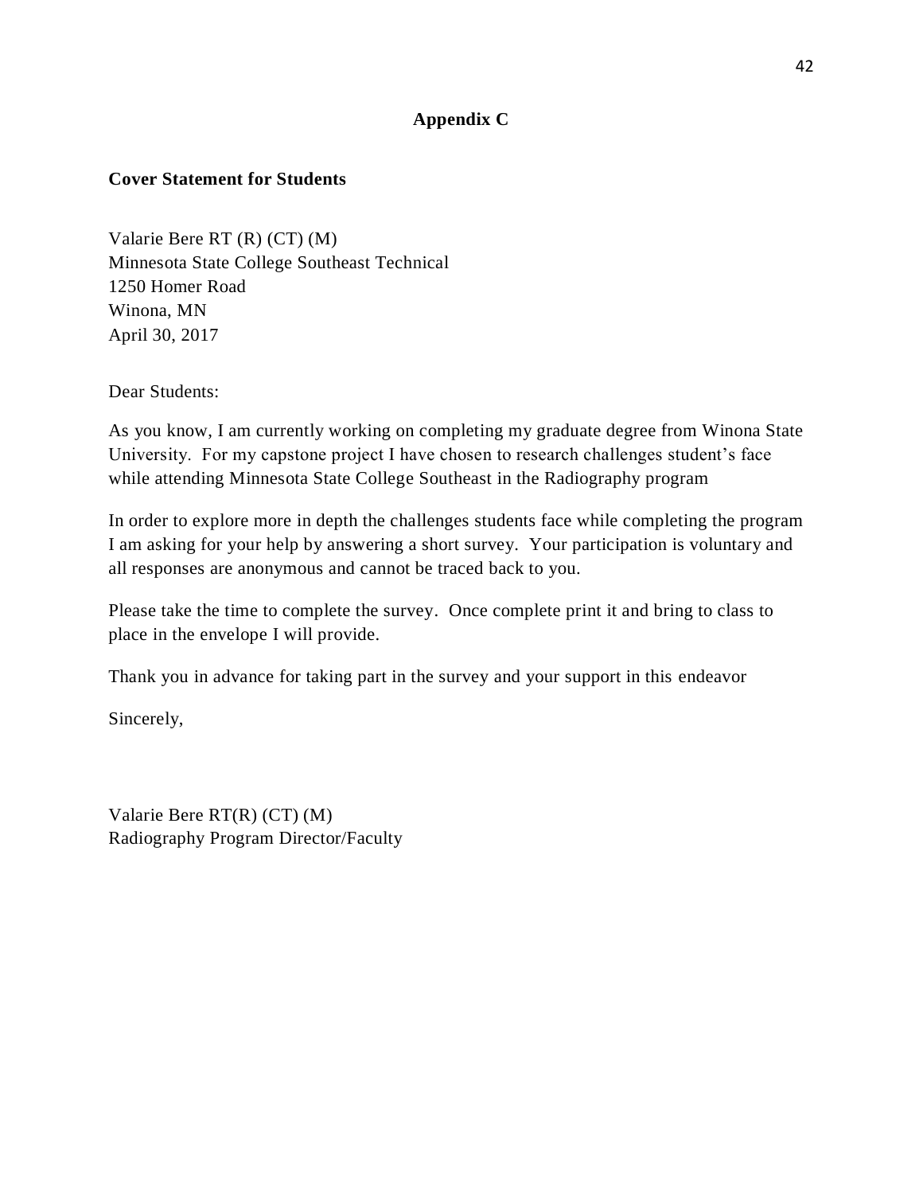## Appendix C

**Cover Statement for Students**

Valarie Bere RT (R) (CT) (M)
Minnesota State College Southeast Technical
1250 Homer Road
Winona, MN
April 30, 2017

Dear Students:

As you know, I am currently working on completing my graduate degree from Winona State University. For my capstone project I have chosen to research challenges student's face while attending Minnesota State College Southeast in the Radiography program

In order to explore more in depth the challenges students face while completing the program I am asking for your help by answering a short survey. Your participation is voluntary and all responses are anonymous and cannot be traced back to you.

Please take the time to complete the survey. Once complete print it and bring to class to place in the envelope I will provide.

Thank you in advance for taking part in the survey and your support in this endeavor

Sincerely,

Valarie Bere RT(R) (CT) (M)
Radiography Program Director/Faculty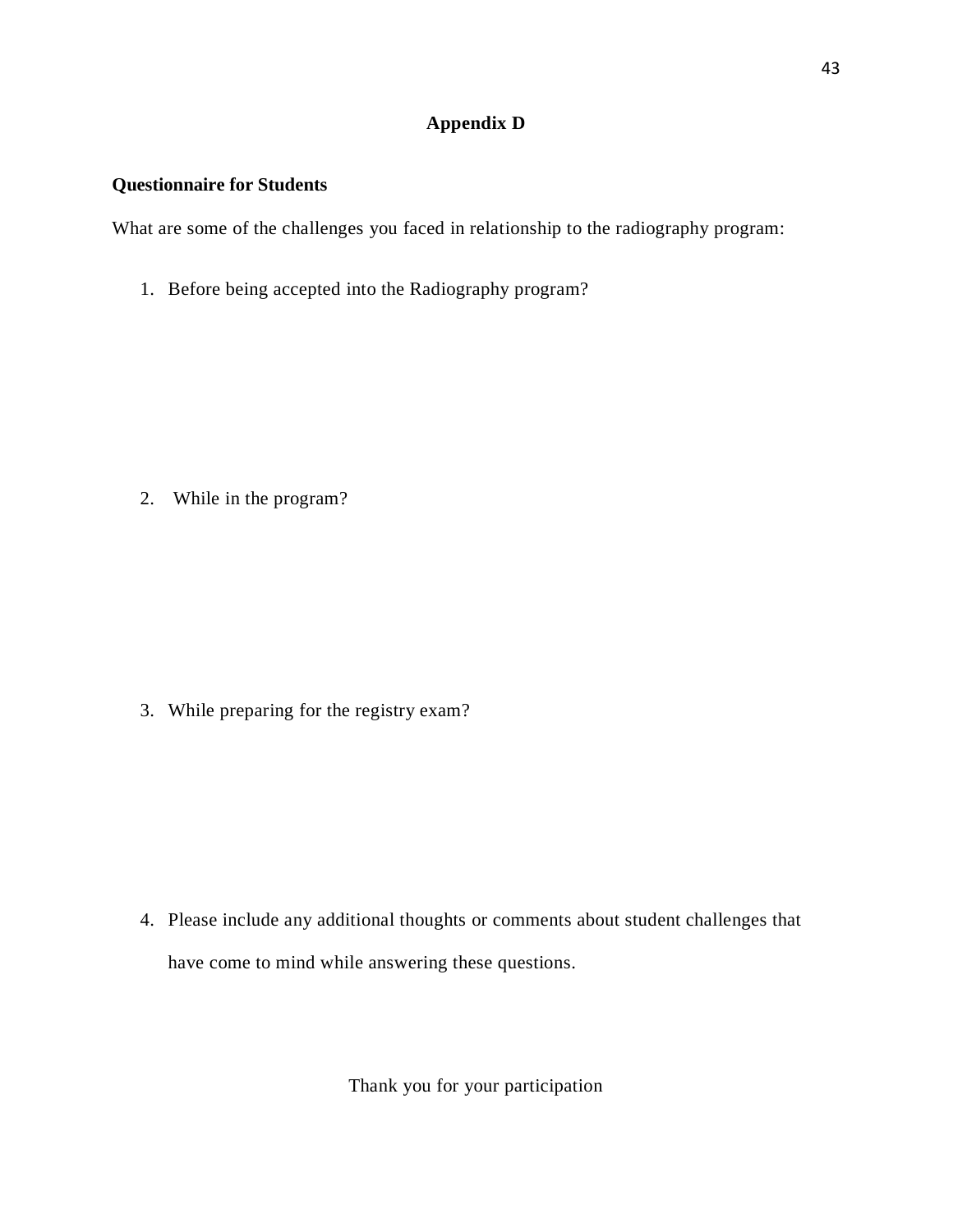# Appendix D

**Questionnaire for Students**

What are some of the challenges you faced in relationship to the radiography program:

1. Before being accepted into the Radiography program?

2. While in the program?

3. While preparing for the registry exam?

4. Please include any additional thoughts or comments about student challenges that have come to mind while answering these questions.

Thank you for your participation